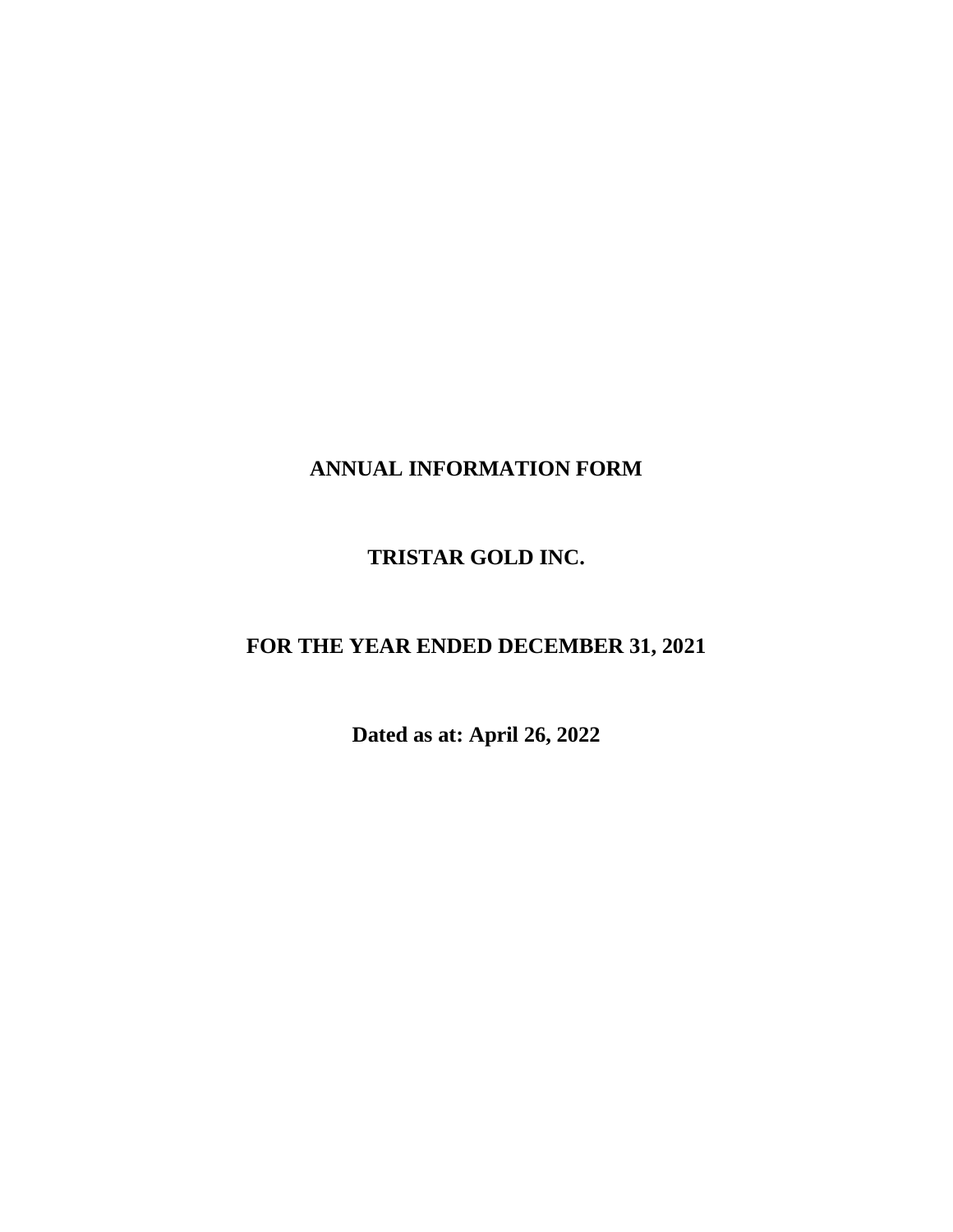# ANNUAL INFORMATION FORM

# TRISTAR GOLD INC.

# FOR THE YEAR ENDED DECEMBER 31, 2021

**Dated as at: April 26, 2022**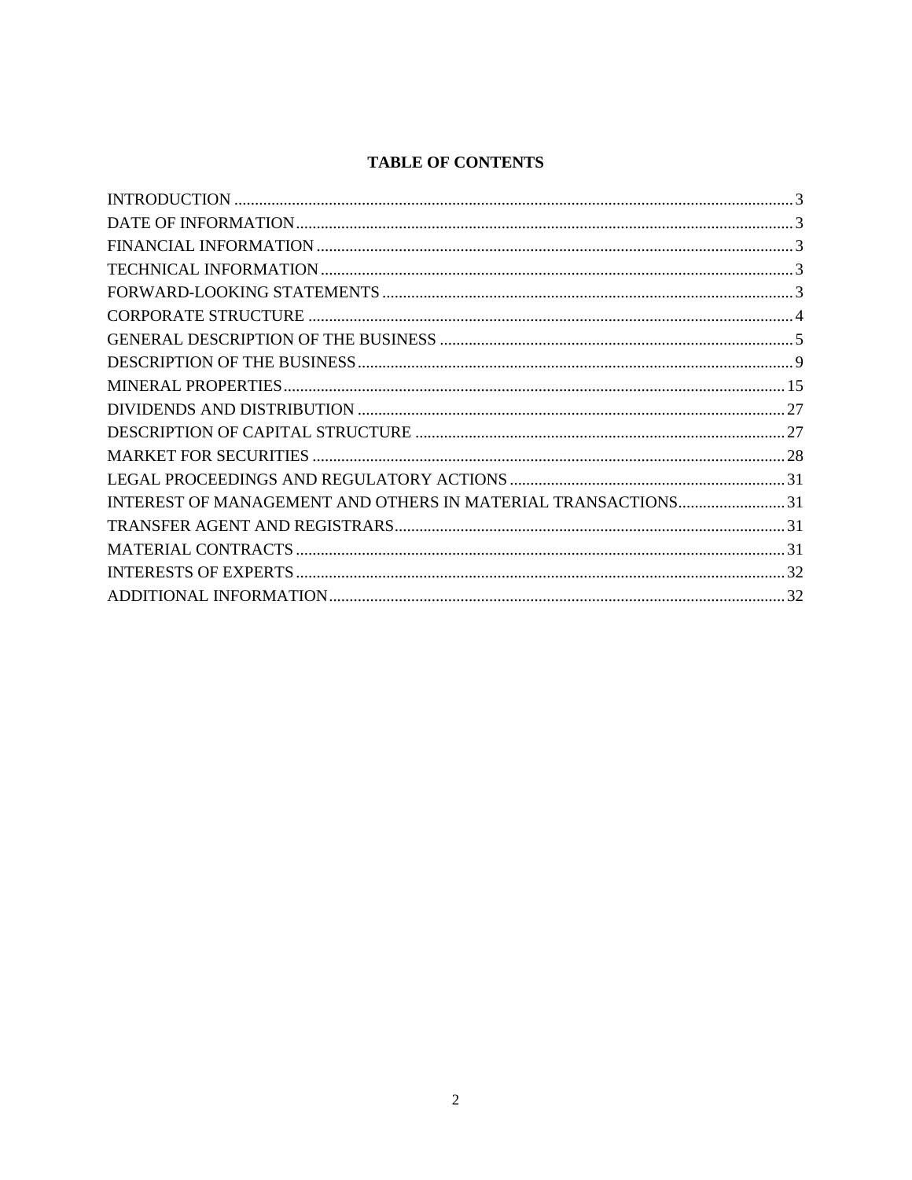## TABLE OF CONTENTS

| | |
|---|---|
| INTRODUCTION | 3 |
| DATE OF INFORMATION | 3 |
| FINANCIAL INFORMATION | 3 |
| TECHNICAL INFORMATION | 3 |
| FORWARD-LOOKING STATEMENTS | 3 |
| CORPORATE STRUCTURE | 4 |
| GENERAL DESCRIPTION OF THE BUSINESS | 5 |
| DESCRIPTION OF THE BUSINESS | 9 |
| MINERAL PROPERTIES | 15 |
| DIVIDENDS AND DISTRIBUTION | 27 |
| DESCRIPTION OF CAPITAL STRUCTURE | 27 |
| MARKET FOR SECURITIES | 28 |
| LEGAL PROCEEDINGS AND REGULATORY ACTIONS | 31 |
| INTEREST OF MANAGEMENT AND OTHERS IN MATERIAL TRANSACTIONS | 31 |
| TRANSFER AGENT AND REGISTRARS | 31 |
| MATERIAL CONTRACTS | 31 |
| INTERESTS OF EXPERTS | 32 |
| ADDITIONAL INFORMATION | 32 |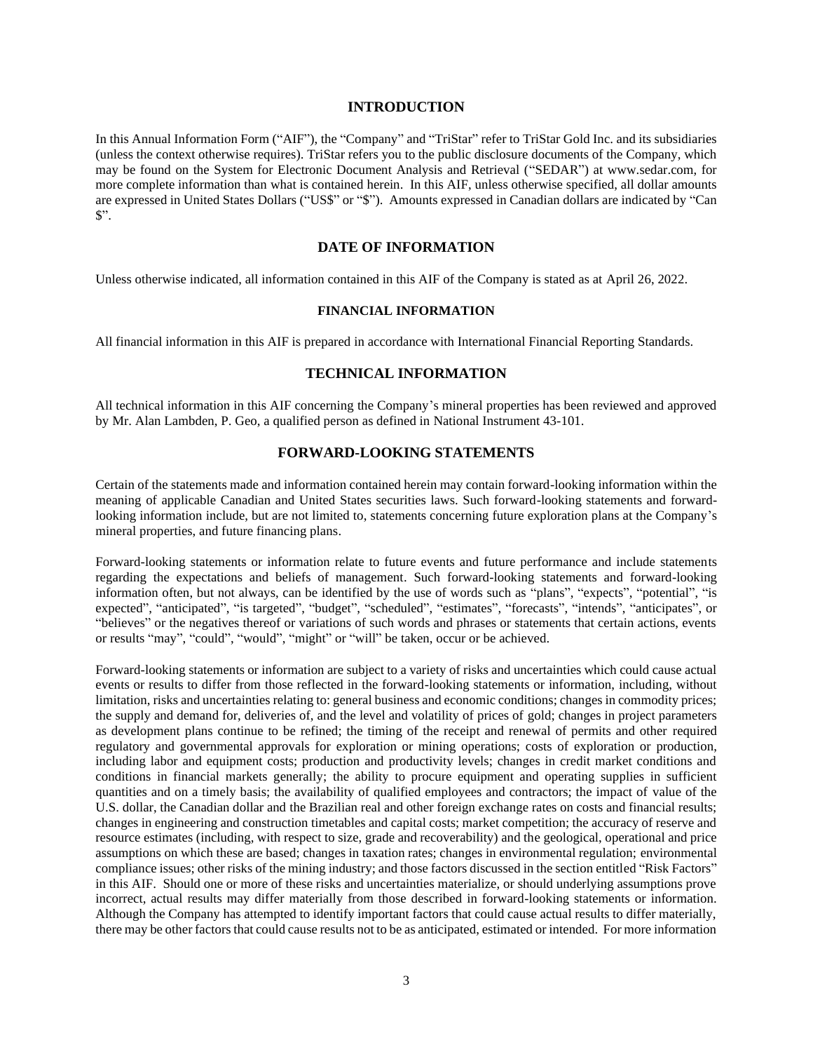## INTRODUCTION

In this Annual Information Form ("AIF"), the "Company" and "TriStar" refer to TriStar Gold Inc. and its subsidiaries (unless the context otherwise requires). TriStar refers you to the public disclosure documents of the Company, which may be found on the System for Electronic Document Analysis and Retrieval ("SEDAR") at www.sedar.com, for more complete information than what is contained herein. In this AIF, unless otherwise specified, all dollar amounts are expressed in United States Dollars ("US$" or "$"). Amounts expressed in Canadian dollars are indicated by "Can $".

## DATE OF INFORMATION

Unless otherwise indicated, all information contained in this AIF of the Company is stated as at April 26, 2022.

### FINANCIAL INFORMATION

All financial information in this AIF is prepared in accordance with International Financial Reporting Standards.

## TECHNICAL INFORMATION

All technical information in this AIF concerning the Company's mineral properties has been reviewed and approved by Mr. Alan Lambden, P. Geo, a qualified person as defined in National Instrument 43-101.

## FORWARD-LOOKING STATEMENTS

Certain of the statements made and information contained herein may contain forward-looking information within the meaning of applicable Canadian and United States securities laws. Such forward-looking statements and forward-looking information include, but are not limited to, statements concerning future exploration plans at the Company's mineral properties, and future financing plans.

Forward-looking statements or information relate to future events and future performance and include statements regarding the expectations and beliefs of management. Such forward-looking statements and forward-looking information often, but not always, can be identified by the use of words such as "plans", "expects", "potential", "is expected", "anticipated", "is targeted", "budget", "scheduled", "estimates", "forecasts", "intends", "anticipates", or "believes" or the negatives thereof or variations of such words and phrases or statements that certain actions, events or results "may", "could", "would", "might" or "will" be taken, occur or be achieved.

Forward-looking statements or information are subject to a variety of risks and uncertainties which could cause actual events or results to differ from those reflected in the forward-looking statements or information, including, without limitation, risks and uncertainties relating to: general business and economic conditions; changes in commodity prices; the supply and demand for, deliveries of, and the level and volatility of prices of gold; changes in project parameters as development plans continue to be refined; the timing of the receipt and renewal of permits and other required regulatory and governmental approvals for exploration or mining operations; costs of exploration or production, including labor and equipment costs; production and productivity levels; changes in credit market conditions and conditions in financial markets generally; the ability to procure equipment and operating supplies in sufficient quantities and on a timely basis; the availability of qualified employees and contractors; the impact of value of the U.S. dollar, the Canadian dollar and the Brazilian real and other foreign exchange rates on costs and financial results; changes in engineering and construction timetables and capital costs; market competition; the accuracy of reserve and resource estimates (including, with respect to size, grade and recoverability) and the geological, operational and price assumptions on which these are based; changes in taxation rates; changes in environmental regulation; environmental compliance issues; other risks of the mining industry; and those factors discussed in the section entitled "Risk Factors" in this AIF. Should one or more of these risks and uncertainties materialize, or should underlying assumptions prove incorrect, actual results may differ materially from those described in forward-looking statements or information. Although the Company has attempted to identify important factors that could cause actual results to differ materially, there may be other factors that could cause results not to be as anticipated, estimated or intended. For more information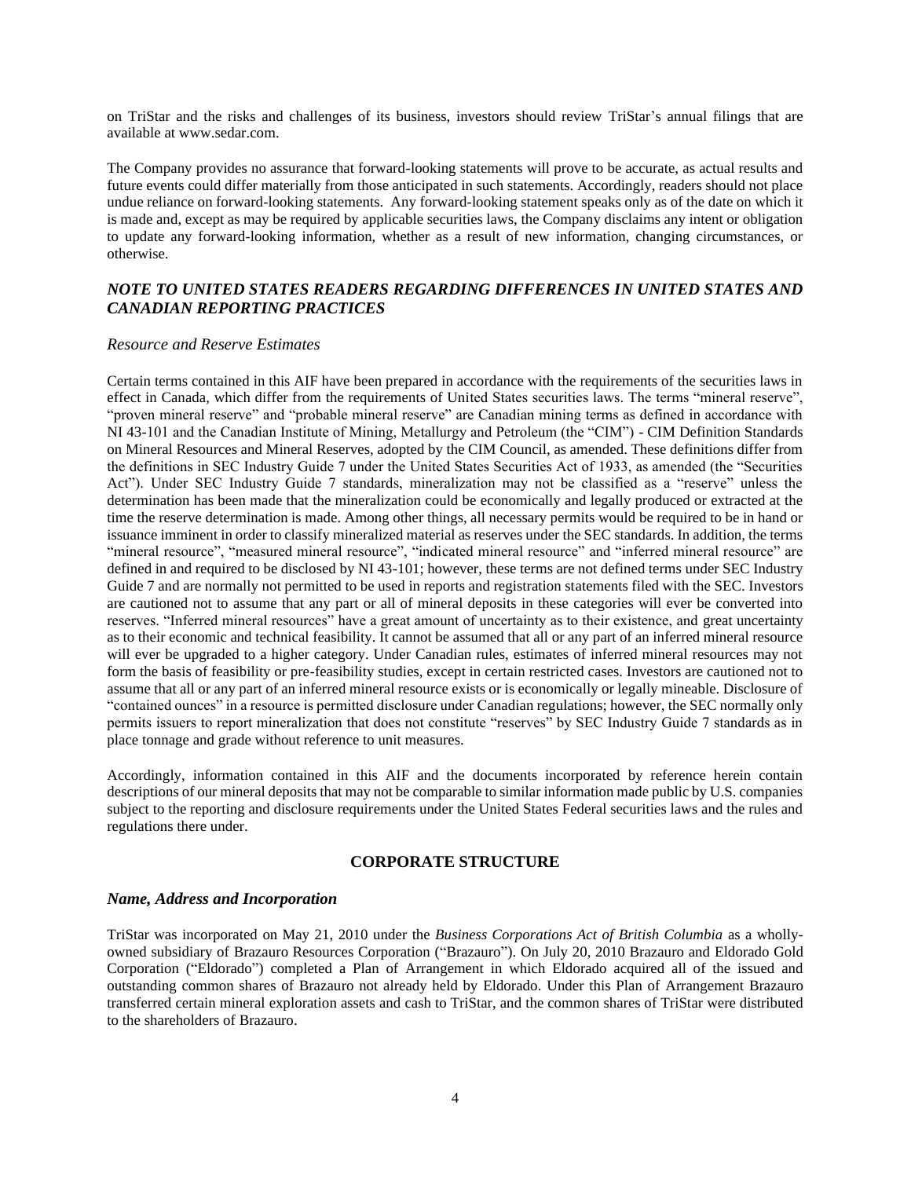on TriStar and the risks and challenges of its business, investors should review TriStar's annual filings that are available at www.sedar.com.

The Company provides no assurance that forward-looking statements will prove to be accurate, as actual results and future events could differ materially from those anticipated in such statements. Accordingly, readers should not place undue reliance on forward-looking statements. Any forward-looking statement speaks only as of the date on which it is made and, except as may be required by applicable securities laws, the Company disclaims any intent or obligation to update any forward-looking information, whether as a result of new information, changing circumstances, or otherwise.

### *NOTE TO UNITED STATES READERS REGARDING DIFFERENCES IN UNITED STATES AND CANADIAN REPORTING PRACTICES*

*Resource and Reserve Estimates*

Certain terms contained in this AIF have been prepared in accordance with the requirements of the securities laws in effect in Canada, which differ from the requirements of United States securities laws. The terms "mineral reserve", "proven mineral reserve" and "probable mineral reserve" are Canadian mining terms as defined in accordance with NI 43-101 and the Canadian Institute of Mining, Metallurgy and Petroleum (the "CIM") - CIM Definition Standards on Mineral Resources and Mineral Reserves, adopted by the CIM Council, as amended. These definitions differ from the definitions in SEC Industry Guide 7 under the United States Securities Act of 1933, as amended (the "Securities Act"). Under SEC Industry Guide 7 standards, mineralization may not be classified as a "reserve" unless the determination has been made that the mineralization could be economically and legally produced or extracted at the time the reserve determination is made. Among other things, all necessary permits would be required to be in hand or issuance imminent in order to classify mineralized material as reserves under the SEC standards. In addition, the terms "mineral resource", "measured mineral resource", "indicated mineral resource" and "inferred mineral resource" are defined in and required to be disclosed by NI 43-101; however, these terms are not defined terms under SEC Industry Guide 7 and are normally not permitted to be used in reports and registration statements filed with the SEC. Investors are cautioned not to assume that any part or all of mineral deposits in these categories will ever be converted into reserves. "Inferred mineral resources" have a great amount of uncertainty as to their existence, and great uncertainty as to their economic and technical feasibility. It cannot be assumed that all or any part of an inferred mineral resource will ever be upgraded to a higher category. Under Canadian rules, estimates of inferred mineral resources may not form the basis of feasibility or pre-feasibility studies, except in certain restricted cases. Investors are cautioned not to assume that all or any part of an inferred mineral resource exists or is economically or legally mineable. Disclosure of "contained ounces" in a resource is permitted disclosure under Canadian regulations; however, the SEC normally only permits issuers to report mineralization that does not constitute "reserves" by SEC Industry Guide 7 standards as in place tonnage and grade without reference to unit measures.

Accordingly, information contained in this AIF and the documents incorporated by reference herein contain descriptions of our mineral deposits that may not be comparable to similar information made public by U.S. companies subject to the reporting and disclosure requirements under the United States Federal securities laws and the rules and regulations there under.

## CORPORATE STRUCTURE

### *Name, Address and Incorporation*

TriStar was incorporated on May 21, 2010 under the *Business Corporations Act of British Columbia* as a wholly-owned subsidiary of Brazauro Resources Corporation ("Brazauro"). On July 20, 2010 Brazauro and Eldorado Gold Corporation ("Eldorado") completed a Plan of Arrangement in which Eldorado acquired all of the issued and outstanding common shares of Brazauro not already held by Eldorado. Under this Plan of Arrangement Brazauro transferred certain mineral exploration assets and cash to TriStar, and the common shares of TriStar were distributed to the shareholders of Brazauro.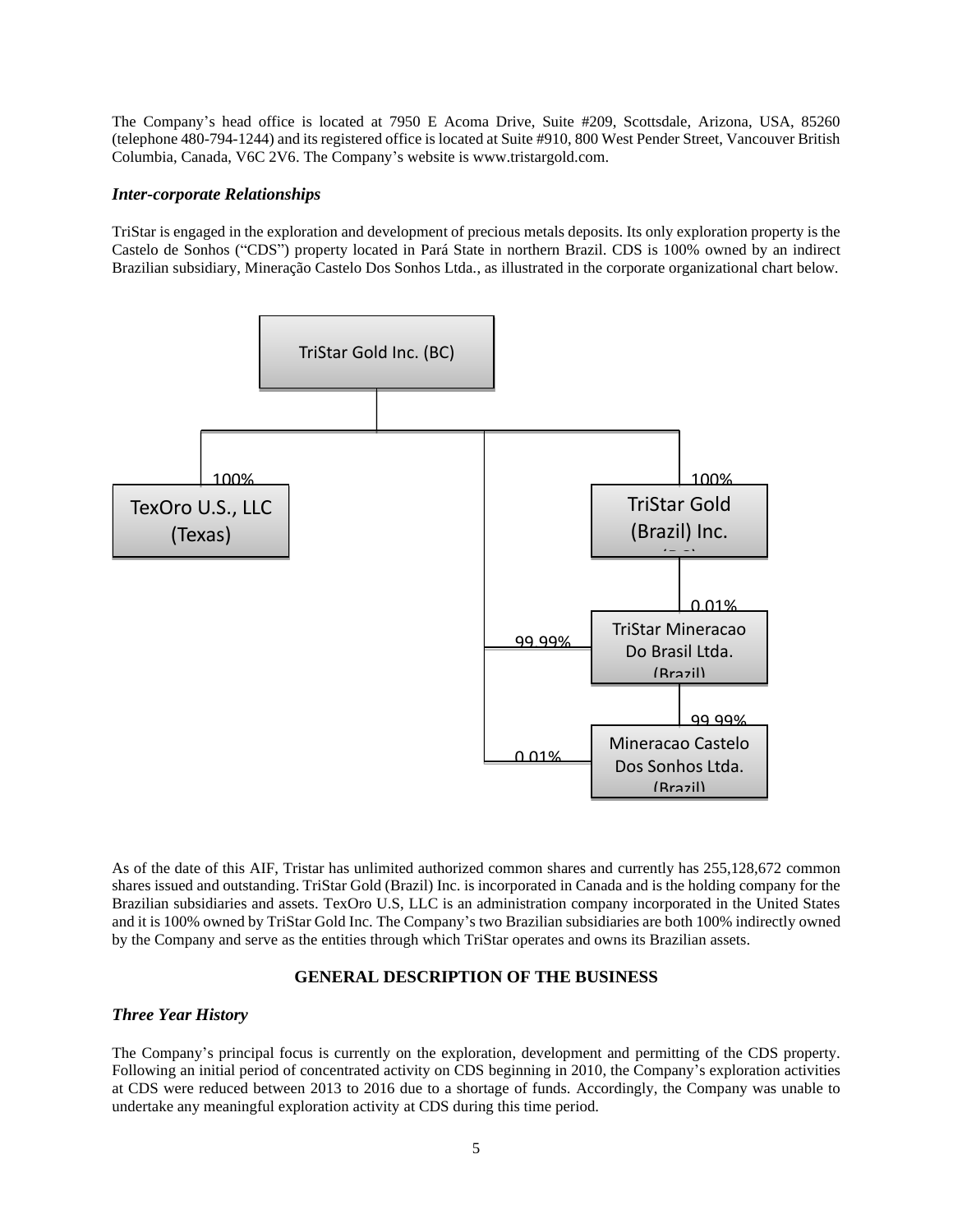The Company's head office is located at 7950 E Acoma Drive, Suite #209, Scottsdale, Arizona, USA, 85260 (telephone 480-794-1244) and its registered office is located at Suite #910, 800 West Pender Street, Vancouver British Columbia, Canada, V6C 2V6. The Company's website is www.tristargold.com.

### *Inter-corporate Relationships*

TriStar is engaged in the exploration and development of precious metals deposits. Its only exploration property is the Castelo de Sonhos ("CDS") property located in Pará State in northern Brazil. CDS is 100% owned by an indirect Brazilian subsidiary, Mineração Castelo Dos Sonhos Ltda., as illustrated in the corporate organizational chart below.

- TriStar Gold Inc. (BC)
  - 100% — TexOro U.S., LLC (Texas)
  - 100% — TriStar Gold (Brazil) Inc. (BC)
    - 0.01% — TriStar Mineracao Do Brasil Ltda. (Brazil)
      - 99.99% — Mineracao Castelo Dos Sonhos Ltda. (Brazil)
  - 99.99% — TriStar Mineracao Do Brasil Ltda. (Brazil)
  - 0.01% — Mineracao Castelo Dos Sonhos Ltda. (Brazil)

As of the date of this AIF, Tristar has unlimited authorized common shares and currently has 255,128,672 common shares issued and outstanding. TriStar Gold (Brazil) Inc. is incorporated in Canada and is the holding company for the Brazilian subsidiaries and assets. TexOro U.S, LLC is an administration company incorporated in the United States and it is 100% owned by TriStar Gold Inc. The Company's two Brazilian subsidiaries are both 100% indirectly owned by the Company and serve as the entities through which TriStar operates and owns its Brazilian assets.

## GENERAL DESCRIPTION OF THE BUSINESS

### *Three Year History*

The Company's principal focus is currently on the exploration, development and permitting of the CDS property. Following an initial period of concentrated activity on CDS beginning in 2010, the Company's exploration activities at CDS were reduced between 2013 to 2016 due to a shortage of funds. Accordingly, the Company was unable to undertake any meaningful exploration activity at CDS during this time period.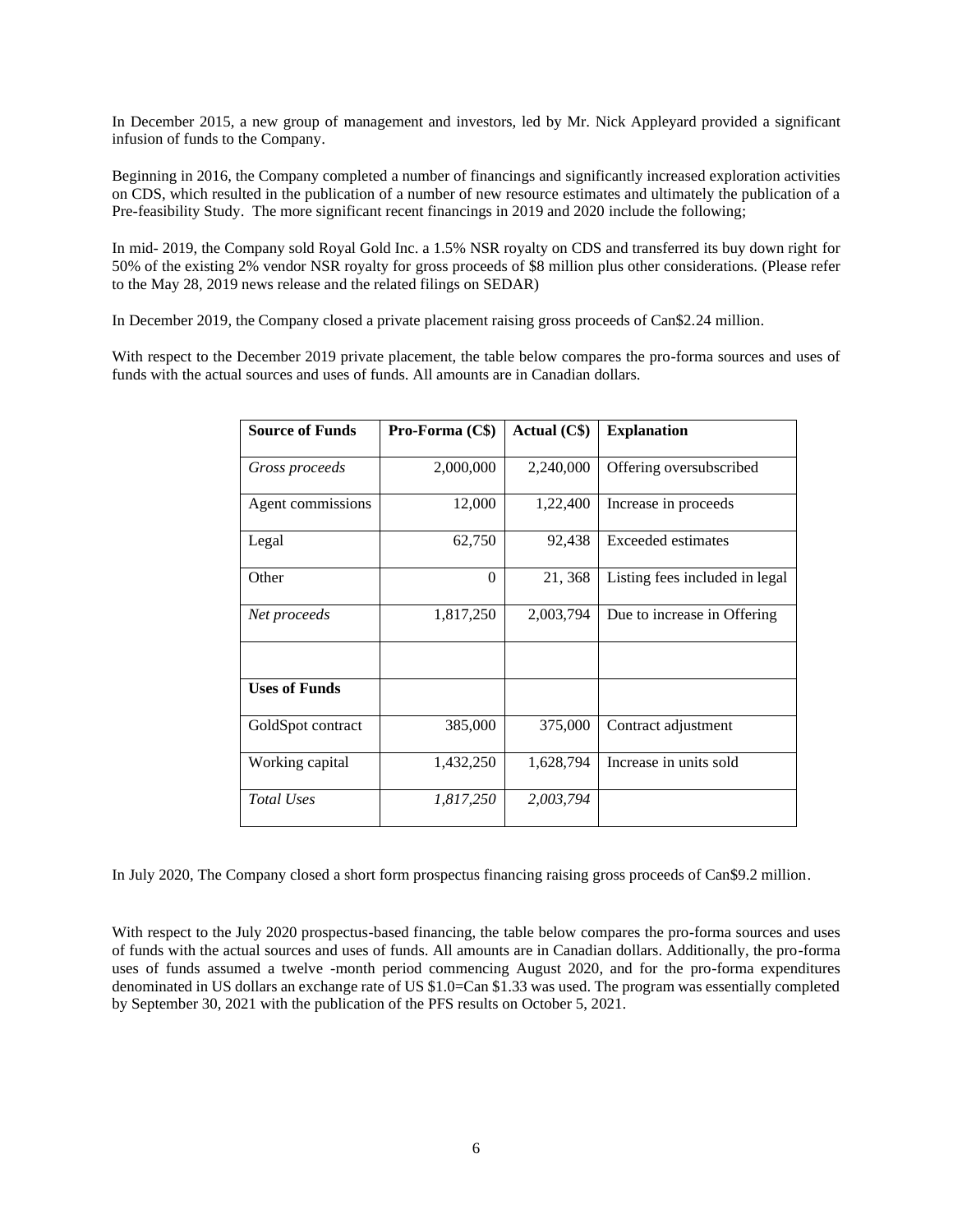In December 2015, a new group of management and investors, led by Mr. Nick Appleyard provided a significant infusion of funds to the Company.

Beginning in 2016, the Company completed a number of financings and significantly increased exploration activities on CDS, which resulted in the publication of a number of new resource estimates and ultimately the publication of a Pre-feasibility Study. The more significant recent financings in 2019 and 2020 include the following;

In mid- 2019, the Company sold Royal Gold Inc. a 1.5% NSR royalty on CDS and transferred its buy down right for 50% of the existing 2% vendor NSR royalty for gross proceeds of $8 million plus other considerations. (Please refer to the May 28, 2019 news release and the related filings on SEDAR)

In December 2019, the Company closed a private placement raising gross proceeds of Can$2.24 million.

With respect to the December 2019 private placement, the table below compares the pro-forma sources and uses of funds with the actual sources and uses of funds. All amounts are in Canadian dollars.

| **Source of Funds** | **Pro-Forma (C$)** | **Actual (C$)** | **Explanation** |
|---|---|---|---|
| *Gross proceeds* | 2,000,000 | 2,240,000 | Offering oversubscribed |
| Agent commissions | 12,000 | 1,22,400 | Increase in proceeds |
| Legal | 62,750 | 92,438 | Exceeded estimates |
| Other | 0 | 21, 368 | Listing fees included in legal |
| *Net proceeds* | 1,817,250 | 2,003,794 | Due to increase in Offering |
| | | | |
| **Uses of Funds** | | | |
| GoldSpot contract | 385,000 | 375,000 | Contract adjustment |
| Working capital | 1,432,250 | 1,628,794 | Increase in units sold |
| *Total Uses* | *1,817,250* | *2,003,794* | |

In July 2020, The Company closed a short form prospectus financing raising gross proceeds of Can$9.2 million.

With respect to the July 2020 prospectus-based financing, the table below compares the pro-forma sources and uses of funds with the actual sources and uses of funds. All amounts are in Canadian dollars. Additionally, the pro-forma uses of funds assumed a twelve -month period commencing August 2020, and for the pro-forma expenditures denominated in US dollars an exchange rate of US $1.0=Can $1.33 was used. The program was essentially completed by September 30, 2021 with the publication of the PFS results on October 5, 2021.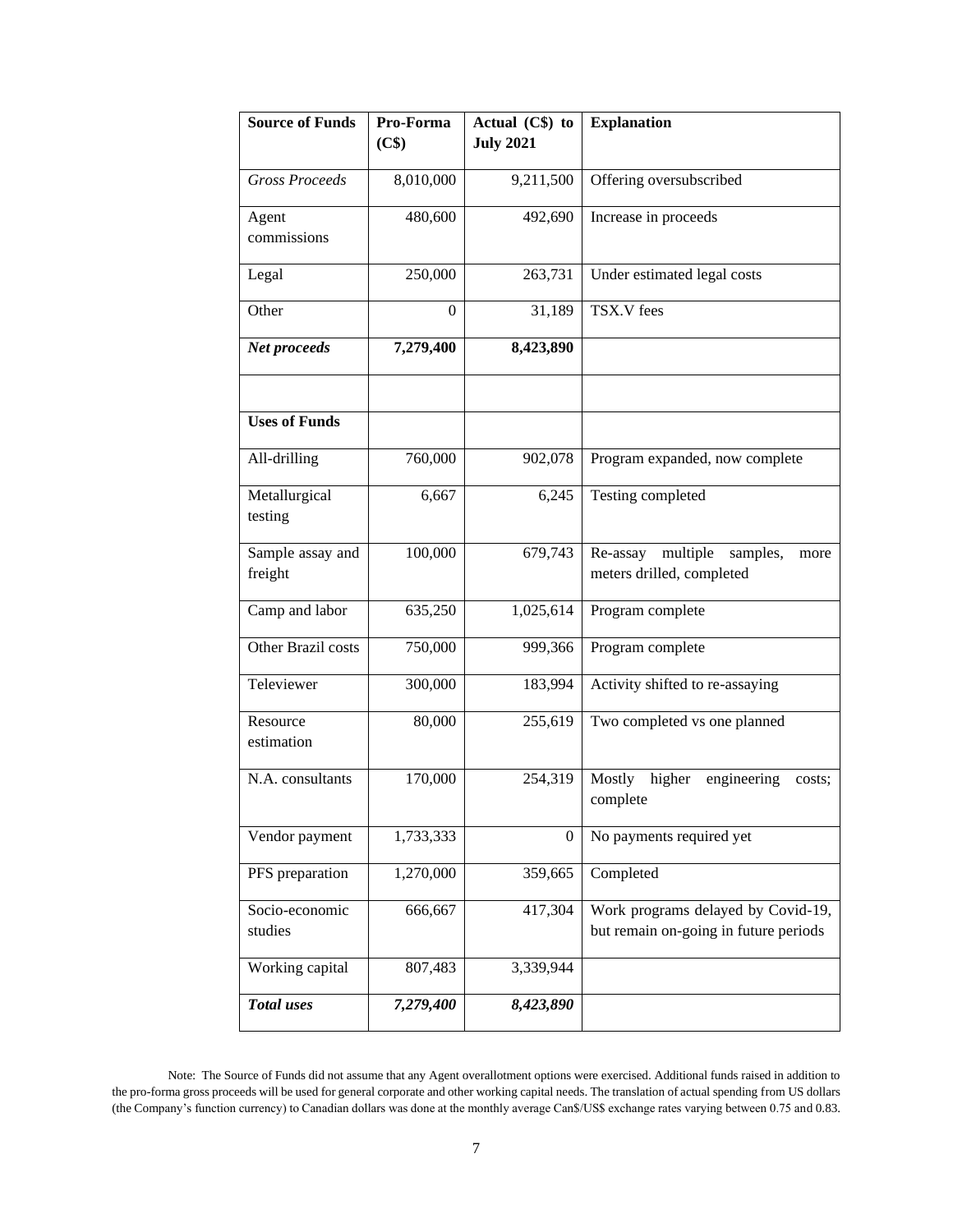| Source of Funds | Pro-Forma (C$) | Actual (C$) to July 2021 | Explanation |
|---|---|---|---|
| *Gross Proceeds* | 8,010,000 | 9,211,500 | Offering oversubscribed |
| Agent commissions | 480,600 | 492,690 | Increase in proceeds |
| Legal | 250,000 | 263,731 | Under estimated legal costs |
| Other | 0 | 31,189 | TSX.V fees |
| ***Net proceeds*** | **7,279,400** | **8,423,890** | |
| | | | |
| **Uses of Funds** | | | |
| All-drilling | 760,000 | 902,078 | Program expanded, now complete |
| Metallurgical testing | 6,667 | 6,245 | Testing completed |
| Sample assay and freight | 100,000 | 679,743 | Re-assay multiple samples, more meters drilled, completed |
| Camp and labor | 635,250 | 1,025,614 | Program complete |
| Other Brazil costs | 750,000 | 999,366 | Program complete |
| Televiewer | 300,000 | 183,994 | Activity shifted to re-assaying |
| Resource estimation | 80,000 | 255,619 | Two completed vs one planned |
| N.A. consultants | 170,000 | 254,319 | Mostly higher engineering costs; complete |
| Vendor payment | 1,733,333 | 0 | No payments required yet |
| PFS preparation | 1,270,000 | 359,665 | Completed |
| Socio-economic studies | 666,667 | 417,304 | Work programs delayed by Covid-19, but remain on-going in future periods |
| Working capital | 807,483 | 3,339,944 | |
| ***Total uses*** | ***7,279,400*** | ***8,423,890*** | |

Note: The Source of Funds did not assume that any Agent overallotment options were exercised. Additional funds raised in addition to the pro-forma gross proceeds will be used for general corporate and other working capital needs. The translation of actual spending from US dollars (the Company's function currency) to Canadian dollars was done at the monthly average Can$/US$ exchange rates varying between 0.75 and 0.83.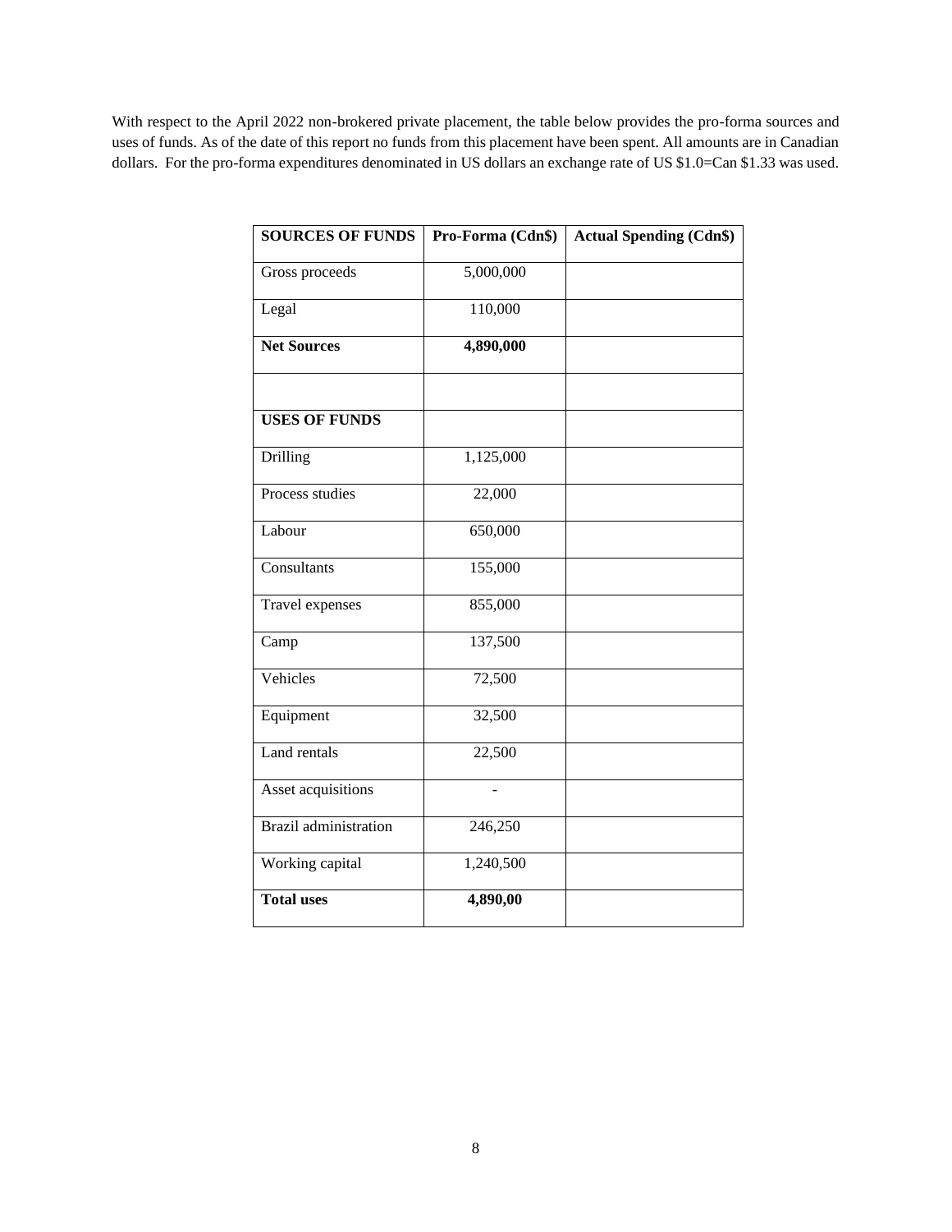With respect to the April 2022 non-brokered private placement, the table below provides the pro-forma sources and uses of funds. As of the date of this report no funds from this placement have been spent. All amounts are in Canadian dollars. For the pro-forma expenditures denominated in US dollars an exchange rate of US $1.0=Can $1.33 was used.

| **SOURCES OF FUNDS** | **Pro-Forma (Cdn$)** | **Actual Spending (Cdn$)** |
|---|---|---|
| Gross proceeds | 5,000,000 | |
| Legal | 110,000 | |
| **Net Sources** | **4,890,000** | |
| | | |
| **USES OF FUNDS** | | |
| Drilling | 1,125,000 | |
| Process studies | 22,000 | |
| Labour | 650,000 | |
| Consultants | 155,000 | |
| Travel expenses | 855,000 | |
| Camp | 137,500 | |
| Vehicles | 72,500 | |
| Equipment | 32,500 | |
| Land rentals | 22,500 | |
| Asset acquisitions | - | |
| Brazil administration | 246,250 | |
| Working capital | 1,240,500 | |
| **Total uses** | **4,890,00** | |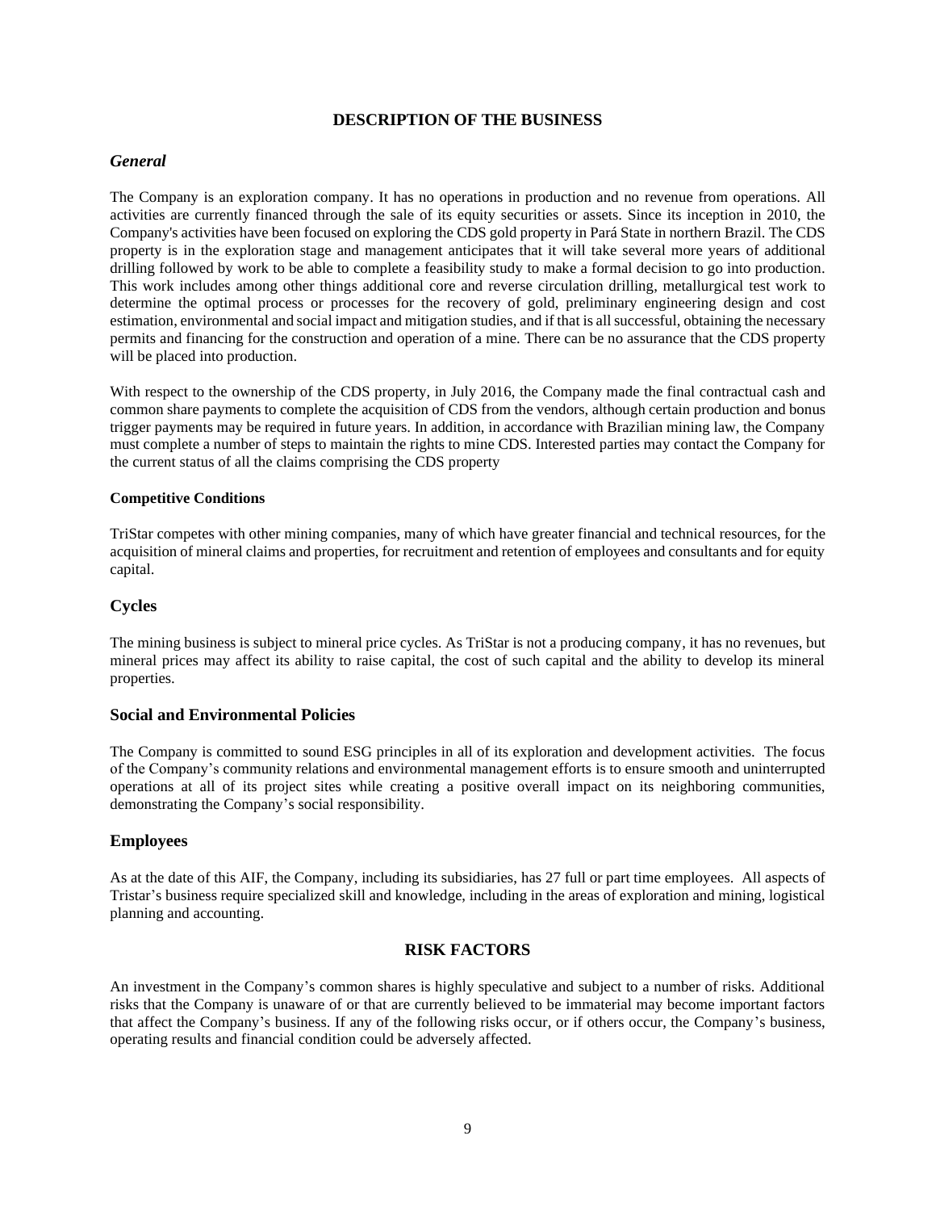## DESCRIPTION OF THE BUSINESS

### *General*

The Company is an exploration company. It has no operations in production and no revenue from operations. All activities are currently financed through the sale of its equity securities or assets. Since its inception in 2010, the Company's activities have been focused on exploring the CDS gold property in Pará State in northern Brazil. The CDS property is in the exploration stage and management anticipates that it will take several more years of additional drilling followed by work to be able to complete a feasibility study to make a formal decision to go into production. This work includes among other things additional core and reverse circulation drilling, metallurgical test work to determine the optimal process or processes for the recovery of gold, preliminary engineering design and cost estimation, environmental and social impact and mitigation studies, and if that is all successful, obtaining the necessary permits and financing for the construction and operation of a mine. There can be no assurance that the CDS property will be placed into production.

With respect to the ownership of the CDS property, in July 2016, the Company made the final contractual cash and common share payments to complete the acquisition of CDS from the vendors, although certain production and bonus trigger payments may be required in future years. In addition, in accordance with Brazilian mining law, the Company must complete a number of steps to maintain the rights to mine CDS. Interested parties may contact the Company for the current status of all the claims comprising the CDS property

#### Competitive Conditions

TriStar competes with other mining companies, many of which have greater financial and technical resources, for the acquisition of mineral claims and properties, for recruitment and retention of employees and consultants and for equity capital.

### Cycles

The mining business is subject to mineral price cycles. As TriStar is not a producing company, it has no revenues, but mineral prices may affect its ability to raise capital, the cost of such capital and the ability to develop its mineral properties.

### Social and Environmental Policies

The Company is committed to sound ESG principles in all of its exploration and development activities. The focus of the Company's community relations and environmental management efforts is to ensure smooth and uninterrupted operations at all of its project sites while creating a positive overall impact on its neighboring communities, demonstrating the Company's social responsibility.

### Employees

As at the date of this AIF, the Company, including its subsidiaries, has 27 full or part time employees. All aspects of Tristar's business require specialized skill and knowledge, including in the areas of exploration and mining, logistical planning and accounting.

## RISK FACTORS

An investment in the Company's common shares is highly speculative and subject to a number of risks. Additional risks that the Company is unaware of or that are currently believed to be immaterial may become important factors that affect the Company's business. If any of the following risks occur, or if others occur, the Company's business, operating results and financial condition could be adversely affected.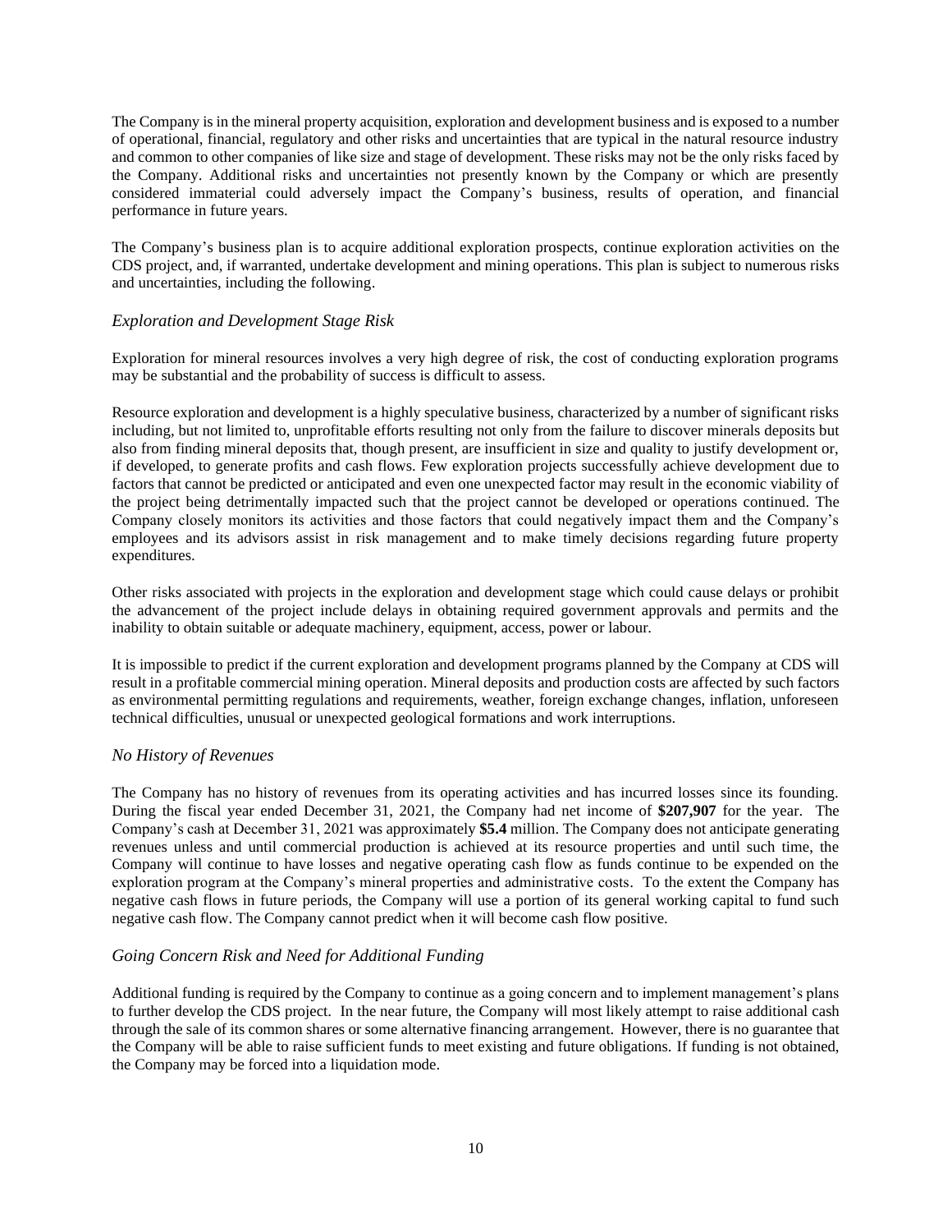The Company is in the mineral property acquisition, exploration and development business and is exposed to a number of operational, financial, regulatory and other risks and uncertainties that are typical in the natural resource industry and common to other companies of like size and stage of development. These risks may not be the only risks faced by the Company. Additional risks and uncertainties not presently known by the Company or which are presently considered immaterial could adversely impact the Company's business, results of operation, and financial performance in future years.

The Company's business plan is to acquire additional exploration prospects, continue exploration activities on the CDS project, and, if warranted, undertake development and mining operations. This plan is subject to numerous risks and uncertainties, including the following.

### *Exploration and Development Stage Risk*

Exploration for mineral resources involves a very high degree of risk, the cost of conducting exploration programs may be substantial and the probability of success is difficult to assess.

Resource exploration and development is a highly speculative business, characterized by a number of significant risks including, but not limited to, unprofitable efforts resulting not only from the failure to discover minerals deposits but also from finding mineral deposits that, though present, are insufficient in size and quality to justify development or, if developed, to generate profits and cash flows. Few exploration projects successfully achieve development due to factors that cannot be predicted or anticipated and even one unexpected factor may result in the economic viability of the project being detrimentally impacted such that the project cannot be developed or operations continued. The Company closely monitors its activities and those factors that could negatively impact them and the Company's employees and its advisors assist in risk management and to make timely decisions regarding future property expenditures.

Other risks associated with projects in the exploration and development stage which could cause delays or prohibit the advancement of the project include delays in obtaining required government approvals and permits and the inability to obtain suitable or adequate machinery, equipment, access, power or labour.

It is impossible to predict if the current exploration and development programs planned by the Company at CDS will result in a profitable commercial mining operation. Mineral deposits and production costs are affected by such factors as environmental permitting regulations and requirements, weather, foreign exchange changes, inflation, unforeseen technical difficulties, unusual or unexpected geological formations and work interruptions.

### *No History of Revenues*

The Company has no history of revenues from its operating activities and has incurred losses since its founding. During the fiscal year ended December 31, 2021, the Company had net income of **$207,907** for the year. The Company's cash at December 31, 2021 was approximately **$5.4** million. The Company does not anticipate generating revenues unless and until commercial production is achieved at its resource properties and until such time, the Company will continue to have losses and negative operating cash flow as funds continue to be expended on the exploration program at the Company's mineral properties and administrative costs. To the extent the Company has negative cash flows in future periods, the Company will use a portion of its general working capital to fund such negative cash flow. The Company cannot predict when it will become cash flow positive.

### *Going Concern Risk and Need for Additional Funding*

Additional funding is required by the Company to continue as a going concern and to implement management's plans to further develop the CDS project. In the near future, the Company will most likely attempt to raise additional cash through the sale of its common shares or some alternative financing arrangement. However, there is no guarantee that the Company will be able to raise sufficient funds to meet existing and future obligations. If funding is not obtained, the Company may be forced into a liquidation mode.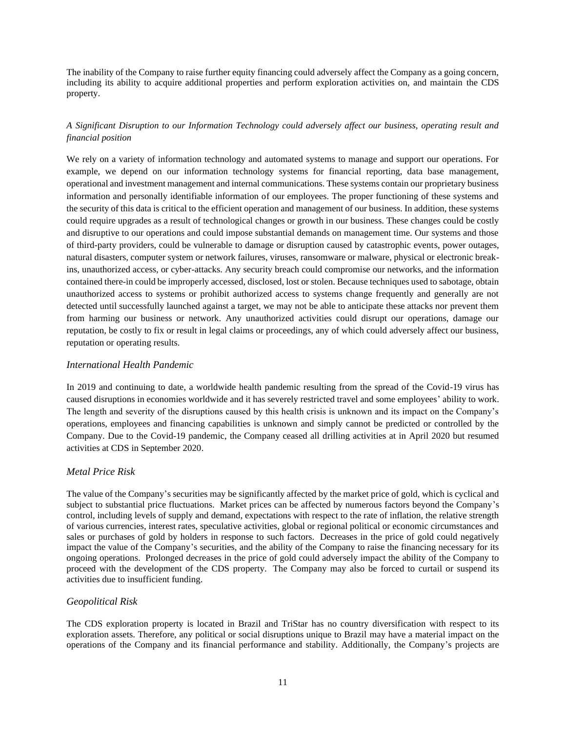The inability of the Company to raise further equity financing could adversely affect the Company as a going concern, including its ability to acquire additional properties and perform exploration activities on, and maintain the CDS property.

*A Significant Disruption to our Information Technology could adversely affect our business, operating result and financial position*

We rely on a variety of information technology and automated systems to manage and support our operations. For example, we depend on our information technology systems for financial reporting, data base management, operational and investment management and internal communications. These systems contain our proprietary business information and personally identifiable information of our employees. The proper functioning of these systems and the security of this data is critical to the efficient operation and management of our business. In addition, these systems could require upgrades as a result of technological changes or growth in our business. These changes could be costly and disruptive to our operations and could impose substantial demands on management time. Our systems and those of third-party providers, could be vulnerable to damage or disruption caused by catastrophic events, power outages, natural disasters, computer system or network failures, viruses, ransomware or malware, physical or electronic break-ins, unauthorized access, or cyber-attacks. Any security breach could compromise our networks, and the information contained there-in could be improperly accessed, disclosed, lost or stolen. Because techniques used to sabotage, obtain unauthorized access to systems or prohibit authorized access to systems change frequently and generally are not detected until successfully launched against a target, we may not be able to anticipate these attacks nor prevent them from harming our business or network. Any unauthorized activities could disrupt our operations, damage our reputation, be costly to fix or result in legal claims or proceedings, any of which could adversely affect our business, reputation or operating results.

### *International Health Pandemic*

In 2019 and continuing to date, a worldwide health pandemic resulting from the spread of the Covid-19 virus has caused disruptions in economies worldwide and it has severely restricted travel and some employees' ability to work. The length and severity of the disruptions caused by this health crisis is unknown and its impact on the Company's operations, employees and financing capabilities is unknown and simply cannot be predicted or controlled by the Company. Due to the Covid-19 pandemic, the Company ceased all drilling activities at in April 2020 but resumed activities at CDS in September 2020.

### *Metal Price Risk*

The value of the Company's securities may be significantly affected by the market price of gold, which is cyclical and subject to substantial price fluctuations. Market prices can be affected by numerous factors beyond the Company's control, including levels of supply and demand, expectations with respect to the rate of inflation, the relative strength of various currencies, interest rates, speculative activities, global or regional political or economic circumstances and sales or purchases of gold by holders in response to such factors. Decreases in the price of gold could negatively impact the value of the Company's securities, and the ability of the Company to raise the financing necessary for its ongoing operations. Prolonged decreases in the price of gold could adversely impact the ability of the Company to proceed with the development of the CDS property. The Company may also be forced to curtail or suspend its activities due to insufficient funding.

### *Geopolitical Risk*

The CDS exploration property is located in Brazil and TriStar has no country diversification with respect to its exploration assets. Therefore, any political or social disruptions unique to Brazil may have a material impact on the operations of the Company and its financial performance and stability. Additionally, the Company's projects are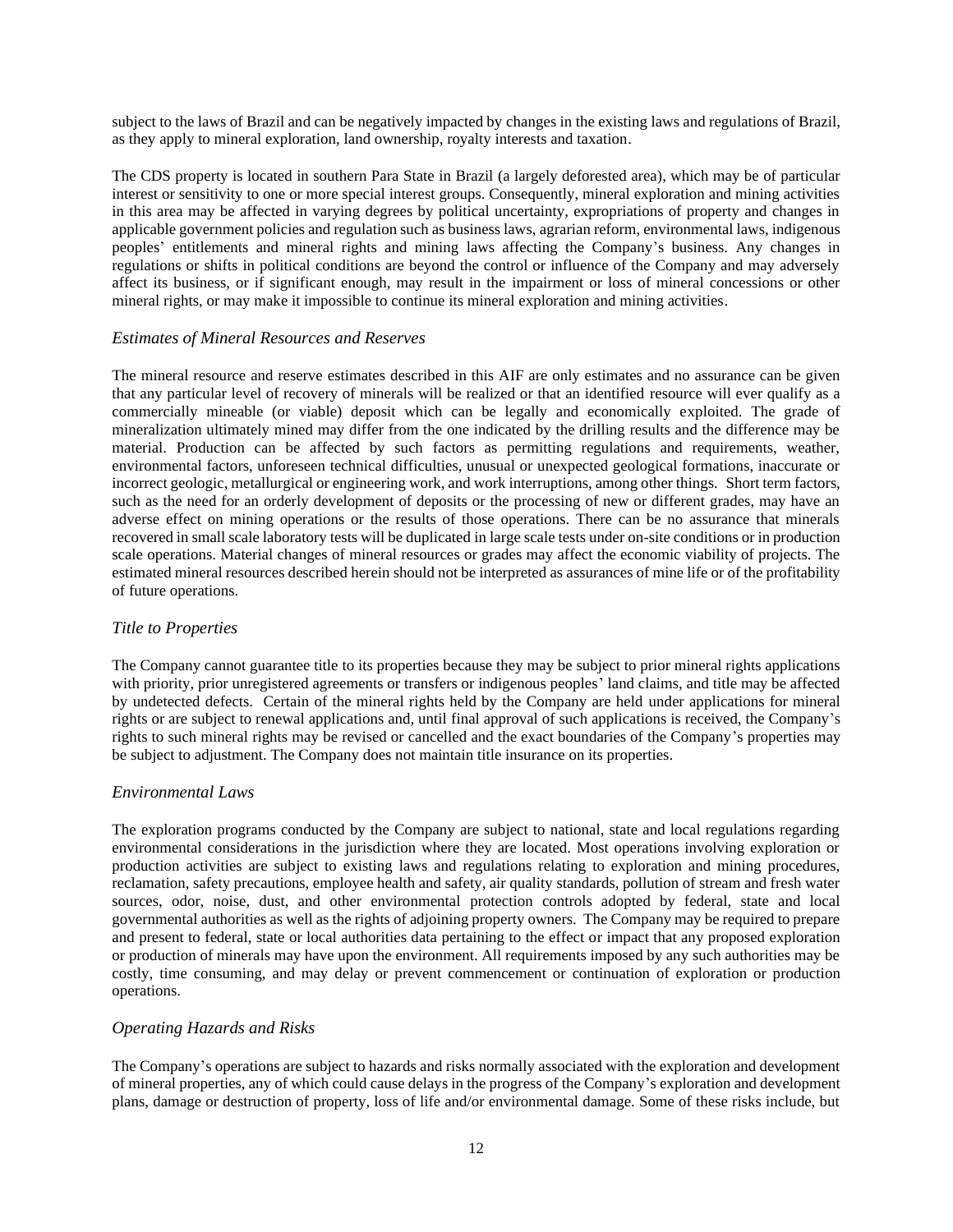subject to the laws of Brazil and can be negatively impacted by changes in the existing laws and regulations of Brazil, as they apply to mineral exploration, land ownership, royalty interests and taxation.

The CDS property is located in southern Para State in Brazil (a largely deforested area), which may be of particular interest or sensitivity to one or more special interest groups. Consequently, mineral exploration and mining activities in this area may be affected in varying degrees by political uncertainty, expropriations of property and changes in applicable government policies and regulation such as business laws, agrarian reform, environmental laws, indigenous peoples' entitlements and mineral rights and mining laws affecting the Company's business. Any changes in regulations or shifts in political conditions are beyond the control or influence of the Company and may adversely affect its business, or if significant enough, may result in the impairment or loss of mineral concessions or other mineral rights, or may make it impossible to continue its mineral exploration and mining activities.

### *Estimates of Mineral Resources and Reserves*

The mineral resource and reserve estimates described in this AIF are only estimates and no assurance can be given that any particular level of recovery of minerals will be realized or that an identified resource will ever qualify as a commercially mineable (or viable) deposit which can be legally and economically exploited. The grade of mineralization ultimately mined may differ from the one indicated by the drilling results and the difference may be material. Production can be affected by such factors as permitting regulations and requirements, weather, environmental factors, unforeseen technical difficulties, unusual or unexpected geological formations, inaccurate or incorrect geologic, metallurgical or engineering work, and work interruptions, among other things. Short term factors, such as the need for an orderly development of deposits or the processing of new or different grades, may have an adverse effect on mining operations or the results of those operations. There can be no assurance that minerals recovered in small scale laboratory tests will be duplicated in large scale tests under on-site conditions or in production scale operations. Material changes of mineral resources or grades may affect the economic viability of projects. The estimated mineral resources described herein should not be interpreted as assurances of mine life or of the profitability of future operations.

### *Title to Properties*

The Company cannot guarantee title to its properties because they may be subject to prior mineral rights applications with priority, prior unregistered agreements or transfers or indigenous peoples' land claims, and title may be affected by undetected defects. Certain of the mineral rights held by the Company are held under applications for mineral rights or are subject to renewal applications and, until final approval of such applications is received, the Company's rights to such mineral rights may be revised or cancelled and the exact boundaries of the Company's properties may be subject to adjustment. The Company does not maintain title insurance on its properties.

### *Environmental Laws*

The exploration programs conducted by the Company are subject to national, state and local regulations regarding environmental considerations in the jurisdiction where they are located. Most operations involving exploration or production activities are subject to existing laws and regulations relating to exploration and mining procedures, reclamation, safety precautions, employee health and safety, air quality standards, pollution of stream and fresh water sources, odor, noise, dust, and other environmental protection controls adopted by federal, state and local governmental authorities as well as the rights of adjoining property owners. The Company may be required to prepare and present to federal, state or local authorities data pertaining to the effect or impact that any proposed exploration or production of minerals may have upon the environment. All requirements imposed by any such authorities may be costly, time consuming, and may delay or prevent commencement or continuation of exploration or production operations.

### *Operating Hazards and Risks*

The Company's operations are subject to hazards and risks normally associated with the exploration and development of mineral properties, any of which could cause delays in the progress of the Company's exploration and development plans, damage or destruction of property, loss of life and/or environmental damage. Some of these risks include, but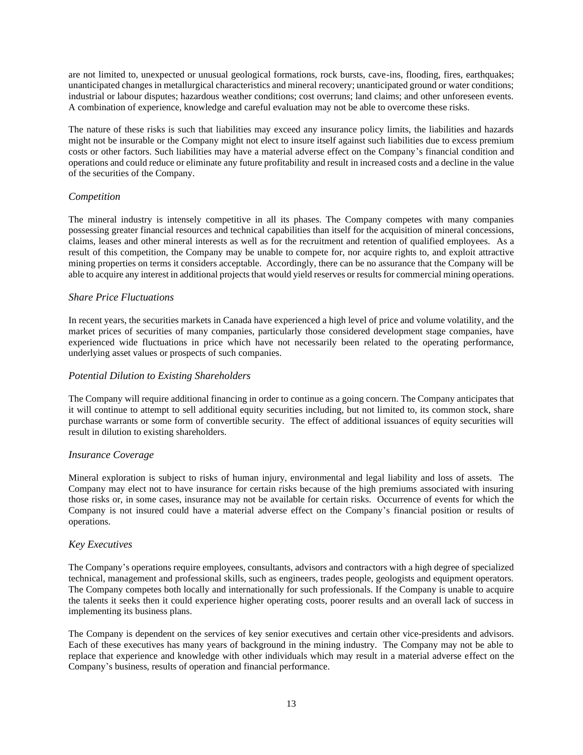are not limited to, unexpected or unusual geological formations, rock bursts, cave-ins, flooding, fires, earthquakes; unanticipated changes in metallurgical characteristics and mineral recovery; unanticipated ground or water conditions; industrial or labour disputes; hazardous weather conditions; cost overruns; land claims; and other unforeseen events. A combination of experience, knowledge and careful evaluation may not be able to overcome these risks.

The nature of these risks is such that liabilities may exceed any insurance policy limits, the liabilities and hazards might not be insurable or the Company might not elect to insure itself against such liabilities due to excess premium costs or other factors. Such liabilities may have a material adverse effect on the Company's financial condition and operations and could reduce or eliminate any future profitability and result in increased costs and a decline in the value of the securities of the Company.

### *Competition*

The mineral industry is intensely competitive in all its phases. The Company competes with many companies possessing greater financial resources and technical capabilities than itself for the acquisition of mineral concessions, claims, leases and other mineral interests as well as for the recruitment and retention of qualified employees. As a result of this competition, the Company may be unable to compete for, nor acquire rights to, and exploit attractive mining properties on terms it considers acceptable. Accordingly, there can be no assurance that the Company will be able to acquire any interest in additional projects that would yield reserves or results for commercial mining operations.

### *Share Price Fluctuations*

In recent years, the securities markets in Canada have experienced a high level of price and volume volatility, and the market prices of securities of many companies, particularly those considered development stage companies, have experienced wide fluctuations in price which have not necessarily been related to the operating performance, underlying asset values or prospects of such companies.

### *Potential Dilution to Existing Shareholders*

The Company will require additional financing in order to continue as a going concern. The Company anticipates that it will continue to attempt to sell additional equity securities including, but not limited to, its common stock, share purchase warrants or some form of convertible security. The effect of additional issuances of equity securities will result in dilution to existing shareholders.

### *Insurance Coverage*

Mineral exploration is subject to risks of human injury, environmental and legal liability and loss of assets. The Company may elect not to have insurance for certain risks because of the high premiums associated with insuring those risks or, in some cases, insurance may not be available for certain risks. Occurrence of events for which the Company is not insured could have a material adverse effect on the Company's financial position or results of operations.

### *Key Executives*

The Company's operations require employees, consultants, advisors and contractors with a high degree of specialized technical, management and professional skills, such as engineers, trades people, geologists and equipment operators. The Company competes both locally and internationally for such professionals. If the Company is unable to acquire the talents it seeks then it could experience higher operating costs, poorer results and an overall lack of success in implementing its business plans.

The Company is dependent on the services of key senior executives and certain other vice-presidents and advisors. Each of these executives has many years of background in the mining industry. The Company may not be able to replace that experience and knowledge with other individuals which may result in a material adverse effect on the Company's business, results of operation and financial performance.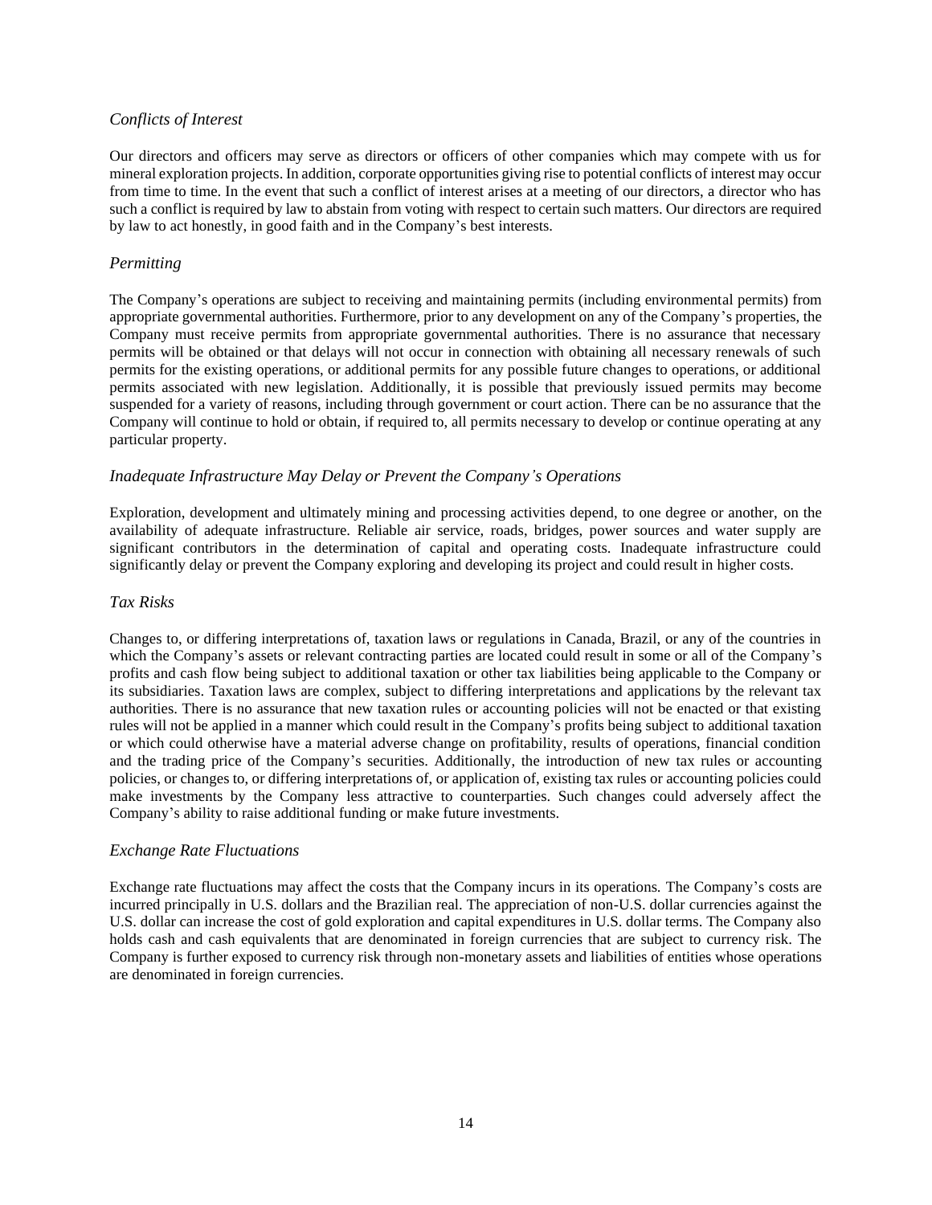### *Conflicts of Interest*

Our directors and officers may serve as directors or officers of other companies which may compete with us for mineral exploration projects. In addition, corporate opportunities giving rise to potential conflicts of interest may occur from time to time. In the event that such a conflict of interest arises at a meeting of our directors, a director who has such a conflict is required by law to abstain from voting with respect to certain such matters. Our directors are required by law to act honestly, in good faith and in the Company's best interests.

### *Permitting*

The Company's operations are subject to receiving and maintaining permits (including environmental permits) from appropriate governmental authorities. Furthermore, prior to any development on any of the Company's properties, the Company must receive permits from appropriate governmental authorities. There is no assurance that necessary permits will be obtained or that delays will not occur in connection with obtaining all necessary renewals of such permits for the existing operations, or additional permits for any possible future changes to operations, or additional permits associated with new legislation. Additionally, it is possible that previously issued permits may become suspended for a variety of reasons, including through government or court action. There can be no assurance that the Company will continue to hold or obtain, if required to, all permits necessary to develop or continue operating at any particular property.

### *Inadequate Infrastructure May Delay or Prevent the Company's Operations*

Exploration, development and ultimately mining and processing activities depend, to one degree or another, on the availability of adequate infrastructure. Reliable air service, roads, bridges, power sources and water supply are significant contributors in the determination of capital and operating costs. Inadequate infrastructure could significantly delay or prevent the Company exploring and developing its project and could result in higher costs.

### *Tax Risks*

Changes to, or differing interpretations of, taxation laws or regulations in Canada, Brazil, or any of the countries in which the Company's assets or relevant contracting parties are located could result in some or all of the Company's profits and cash flow being subject to additional taxation or other tax liabilities being applicable to the Company or its subsidiaries. Taxation laws are complex, subject to differing interpretations and applications by the relevant tax authorities. There is no assurance that new taxation rules or accounting policies will not be enacted or that existing rules will not be applied in a manner which could result in the Company's profits being subject to additional taxation or which could otherwise have a material adverse change on profitability, results of operations, financial condition and the trading price of the Company's securities. Additionally, the introduction of new tax rules or accounting policies, or changes to, or differing interpretations of, or application of, existing tax rules or accounting policies could make investments by the Company less attractive to counterparties. Such changes could adversely affect the Company's ability to raise additional funding or make future investments.

### *Exchange Rate Fluctuations*

Exchange rate fluctuations may affect the costs that the Company incurs in its operations. The Company's costs are incurred principally in U.S. dollars and the Brazilian real. The appreciation of non-U.S. dollar currencies against the U.S. dollar can increase the cost of gold exploration and capital expenditures in U.S. dollar terms. The Company also holds cash and cash equivalents that are denominated in foreign currencies that are subject to currency risk. The Company is further exposed to currency risk through non-monetary assets and liabilities of entities whose operations are denominated in foreign currencies.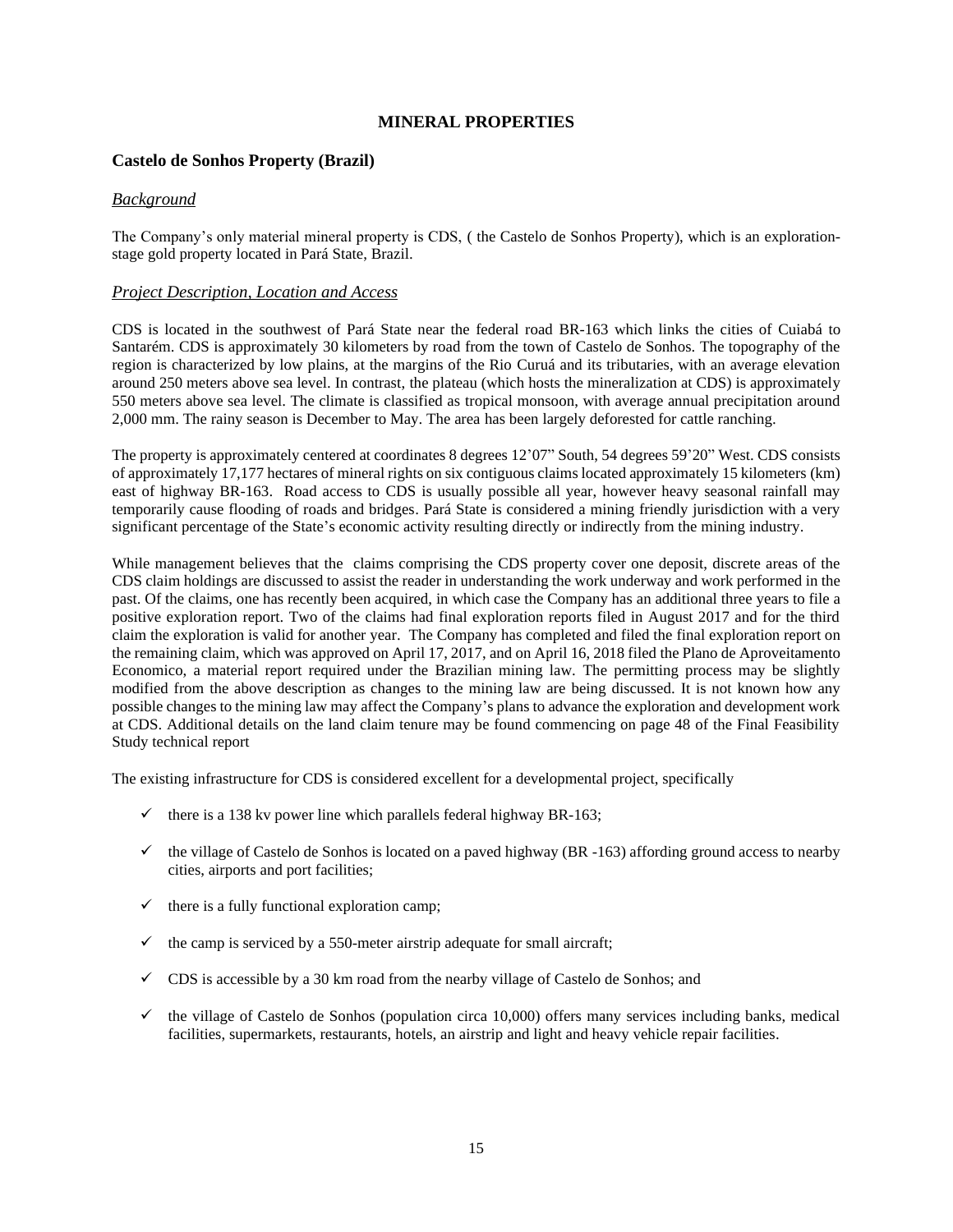## MINERAL PROPERTIES

### Castelo de Sonhos Property (Brazil)

#### *Background*

The Company's only material mineral property is CDS, ( the Castelo de Sonhos Property), which is an exploration-stage gold property located in Pará State, Brazil.

#### *Project Description, Location and Access*

CDS is located in the southwest of Pará State near the federal road BR-163 which links the cities of Cuiabá to Santarém. CDS is approximately 30 kilometers by road from the town of Castelo de Sonhos. The topography of the region is characterized by low plains, at the margins of the Rio Curuá and its tributaries, with an average elevation around 250 meters above sea level. In contrast, the plateau (which hosts the mineralization at CDS) is approximately 550 meters above sea level. The climate is classified as tropical monsoon, with average annual precipitation around 2,000 mm. The rainy season is December to May. The area has been largely deforested for cattle ranching.

The property is approximately centered at coordinates 8 degrees 12'07" South, 54 degrees 59'20" West. CDS consists of approximately 17,177 hectares of mineral rights on six contiguous claims located approximately 15 kilometers (km) east of highway BR-163. Road access to CDS is usually possible all year, however heavy seasonal rainfall may temporarily cause flooding of roads and bridges. Pará State is considered a mining friendly jurisdiction with a very significant percentage of the State's economic activity resulting directly or indirectly from the mining industry.

While management believes that the claims comprising the CDS property cover one deposit, discrete areas of the CDS claim holdings are discussed to assist the reader in understanding the work underway and work performed in the past. Of the claims, one has recently been acquired, in which case the Company has an additional three years to file a positive exploration report. Two of the claims had final exploration reports filed in August 2017 and for the third claim the exploration is valid for another year. The Company has completed and filed the final exploration report on the remaining claim, which was approved on April 17, 2017, and on April 16, 2018 filed the Plano de Aproveitamento Economico, a material report required under the Brazilian mining law. The permitting process may be slightly modified from the above description as changes to the mining law are being discussed. It is not known how any possible changes to the mining law may affect the Company's plans to advance the exploration and development work at CDS. Additional details on the land claim tenure may be found commencing on page 48 of the Final Feasibility Study technical report

The existing infrastructure for CDS is considered excellent for a developmental project, specifically

- ✓ there is a 138 kv power line which parallels federal highway BR-163;
- ✓ the village of Castelo de Sonhos is located on a paved highway (BR -163) affording ground access to nearby cities, airports and port facilities;
- ✓ there is a fully functional exploration camp;
- ✓ the camp is serviced by a 550-meter airstrip adequate for small aircraft;
- ✓ CDS is accessible by a 30 km road from the nearby village of Castelo de Sonhos; and
- ✓ the village of Castelo de Sonhos (population circa 10,000) offers many services including banks, medical facilities, supermarkets, restaurants, hotels, an airstrip and light and heavy vehicle repair facilities.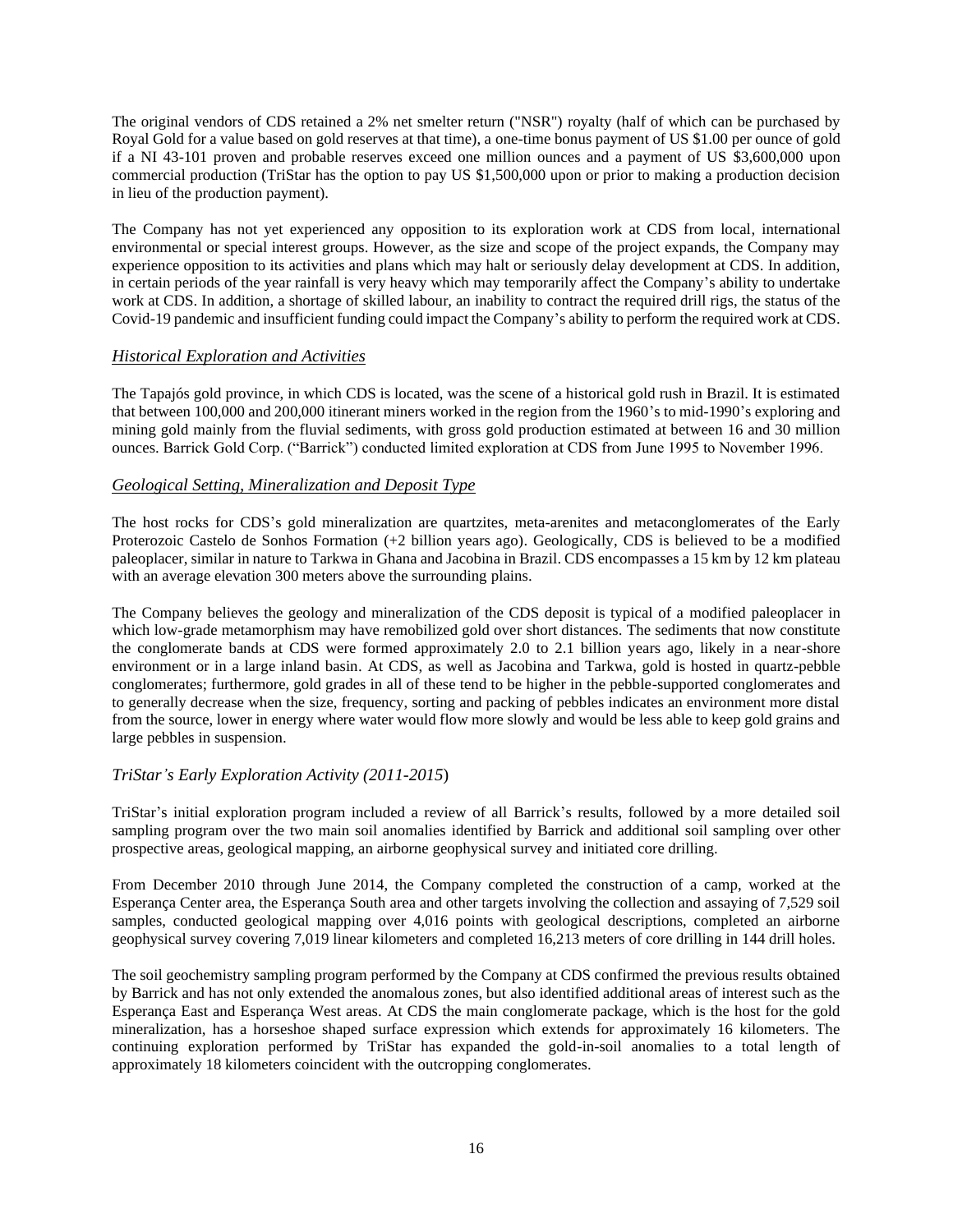The original vendors of CDS retained a 2% net smelter return ("NSR") royalty (half of which can be purchased by Royal Gold for a value based on gold reserves at that time), a one-time bonus payment of US $1.00 per ounce of gold if a NI 43-101 proven and probable reserves exceed one million ounces and a payment of US $3,600,000 upon commercial production (TriStar has the option to pay US $1,500,000 upon or prior to making a production decision in lieu of the production payment).

The Company has not yet experienced any opposition to its exploration work at CDS from local, international environmental or special interest groups. However, as the size and scope of the project expands, the Company may experience opposition to its activities and plans which may halt or seriously delay development at CDS. In addition, in certain periods of the year rainfall is very heavy which may temporarily affect the Company's ability to undertake work at CDS. In addition, a shortage of skilled labour, an inability to contract the required drill rigs, the status of the Covid-19 pandemic and insufficient funding could impact the Company's ability to perform the required work at CDS.

### *Historical Exploration and Activities*

The Tapajós gold province, in which CDS is located, was the scene of a historical gold rush in Brazil. It is estimated that between 100,000 and 200,000 itinerant miners worked in the region from the 1960's to mid-1990's exploring and mining gold mainly from the fluvial sediments, with gross gold production estimated at between 16 and 30 million ounces. Barrick Gold Corp. ("Barrick") conducted limited exploration at CDS from June 1995 to November 1996.

### *Geological Setting, Mineralization and Deposit Type*

The host rocks for CDS's gold mineralization are quartzites, meta-arenites and metaconglomerates of the Early Proterozoic Castelo de Sonhos Formation (+2 billion years ago). Geologically, CDS is believed to be a modified paleoplacer, similar in nature to Tarkwa in Ghana and Jacobina in Brazil. CDS encompasses a 15 km by 12 km plateau with an average elevation 300 meters above the surrounding plains.

The Company believes the geology and mineralization of the CDS deposit is typical of a modified paleoplacer in which low-grade metamorphism may have remobilized gold over short distances. The sediments that now constitute the conglomerate bands at CDS were formed approximately 2.0 to 2.1 billion years ago, likely in a near-shore environment or in a large inland basin. At CDS, as well as Jacobina and Tarkwa, gold is hosted in quartz-pebble conglomerates; furthermore, gold grades in all of these tend to be higher in the pebble-supported conglomerates and to generally decrease when the size, frequency, sorting and packing of pebbles indicates an environment more distal from the source, lower in energy where water would flow more slowly and would be less able to keep gold grains and large pebbles in suspension.

### *TriStar's Early Exploration Activity (2011-2015*)

TriStar's initial exploration program included a review of all Barrick's results, followed by a more detailed soil sampling program over the two main soil anomalies identified by Barrick and additional soil sampling over other prospective areas, geological mapping, an airborne geophysical survey and initiated core drilling.

From December 2010 through June 2014, the Company completed the construction of a camp, worked at the Esperança Center area, the Esperança South area and other targets involving the collection and assaying of 7,529 soil samples, conducted geological mapping over 4,016 points with geological descriptions, completed an airborne geophysical survey covering 7,019 linear kilometers and completed 16,213 meters of core drilling in 144 drill holes.

The soil geochemistry sampling program performed by the Company at CDS confirmed the previous results obtained by Barrick and has not only extended the anomalous zones, but also identified additional areas of interest such as the Esperança East and Esperança West areas. At CDS the main conglomerate package, which is the host for the gold mineralization, has a horseshoe shaped surface expression which extends for approximately 16 kilometers. The continuing exploration performed by TriStar has expanded the gold-in-soil anomalies to a total length of approximately 18 kilometers coincident with the outcropping conglomerates.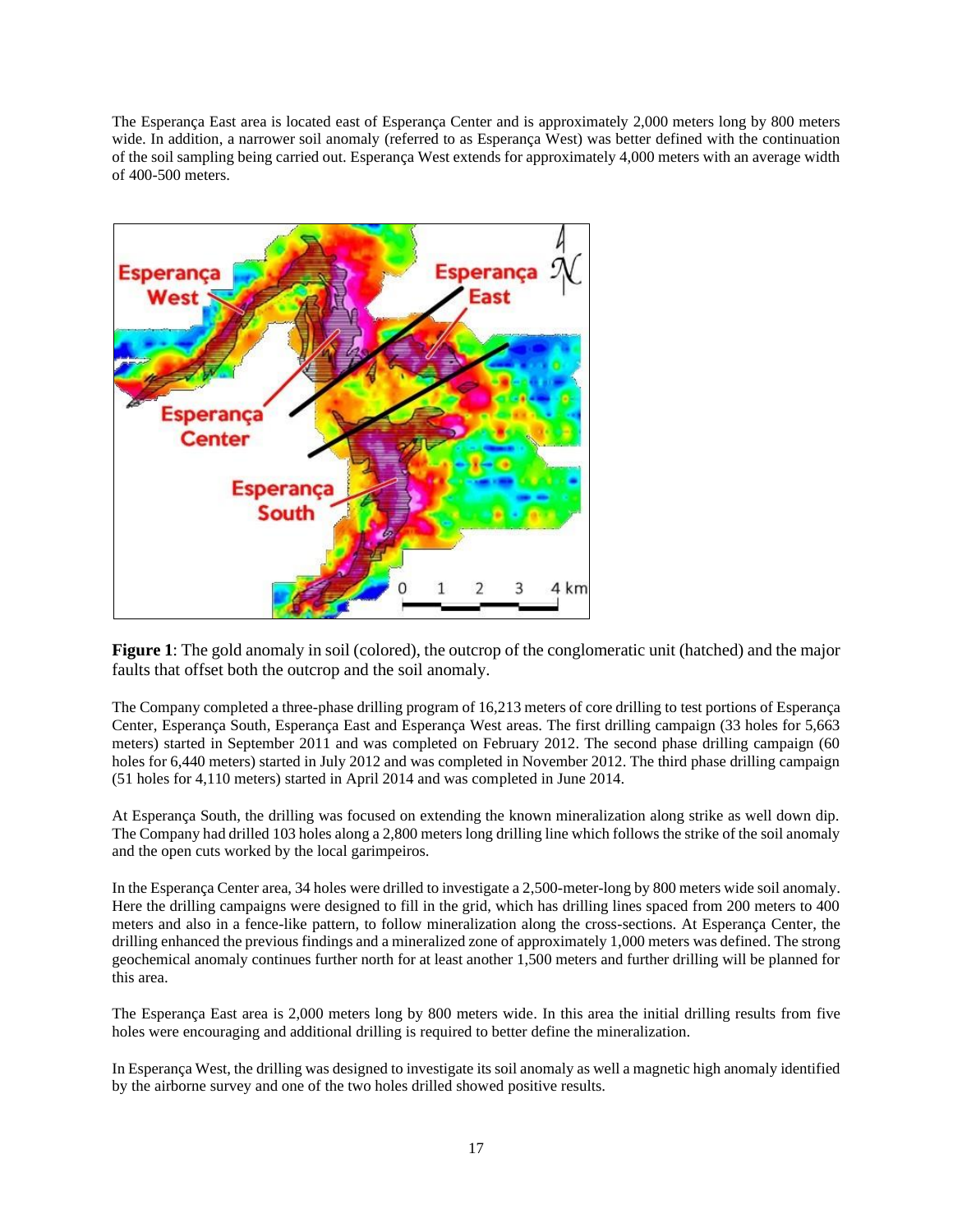The Esperança East area is located east of Esperança Center and is approximately 2,000 meters long by 800 meters wide. In addition, a narrower soil anomaly (referred to as Esperança West) was better defined with the continuation of the soil sampling being carried out. Esperança West extends for approximately 4,000 meters with an average width of 400-500 meters.

**Figure 1**: The gold anomaly in soil (colored), the outcrop of the conglomeratic unit (hatched) and the major faults that offset both the outcrop and the soil anomaly.

The Company completed a three-phase drilling program of 16,213 meters of core drilling to test portions of Esperança Center, Esperança South, Esperança East and Esperança West areas. The first drilling campaign (33 holes for 5,663 meters) started in September 2011 and was completed on February 2012. The second phase drilling campaign (60 holes for 6,440 meters) started in July 2012 and was completed in November 2012. The third phase drilling campaign (51 holes for 4,110 meters) started in April 2014 and was completed in June 2014.

At Esperança South, the drilling was focused on extending the known mineralization along strike as well down dip. The Company had drilled 103 holes along a 2,800 meters long drilling line which follows the strike of the soil anomaly and the open cuts worked by the local garimpeiros.

In the Esperança Center area, 34 holes were drilled to investigate a 2,500-meter-long by 800 meters wide soil anomaly. Here the drilling campaigns were designed to fill in the grid, which has drilling lines spaced from 200 meters to 400 meters and also in a fence-like pattern, to follow mineralization along the cross-sections. At Esperança Center, the drilling enhanced the previous findings and a mineralized zone of approximately 1,000 meters was defined. The strong geochemical anomaly continues further north for at least another 1,500 meters and further drilling will be planned for this area.

The Esperança East area is 2,000 meters long by 800 meters wide. In this area the initial drilling results from five holes were encouraging and additional drilling is required to better define the mineralization.

In Esperança West, the drilling was designed to investigate its soil anomaly as well a magnetic high anomaly identified by the airborne survey and one of the two holes drilled showed positive results.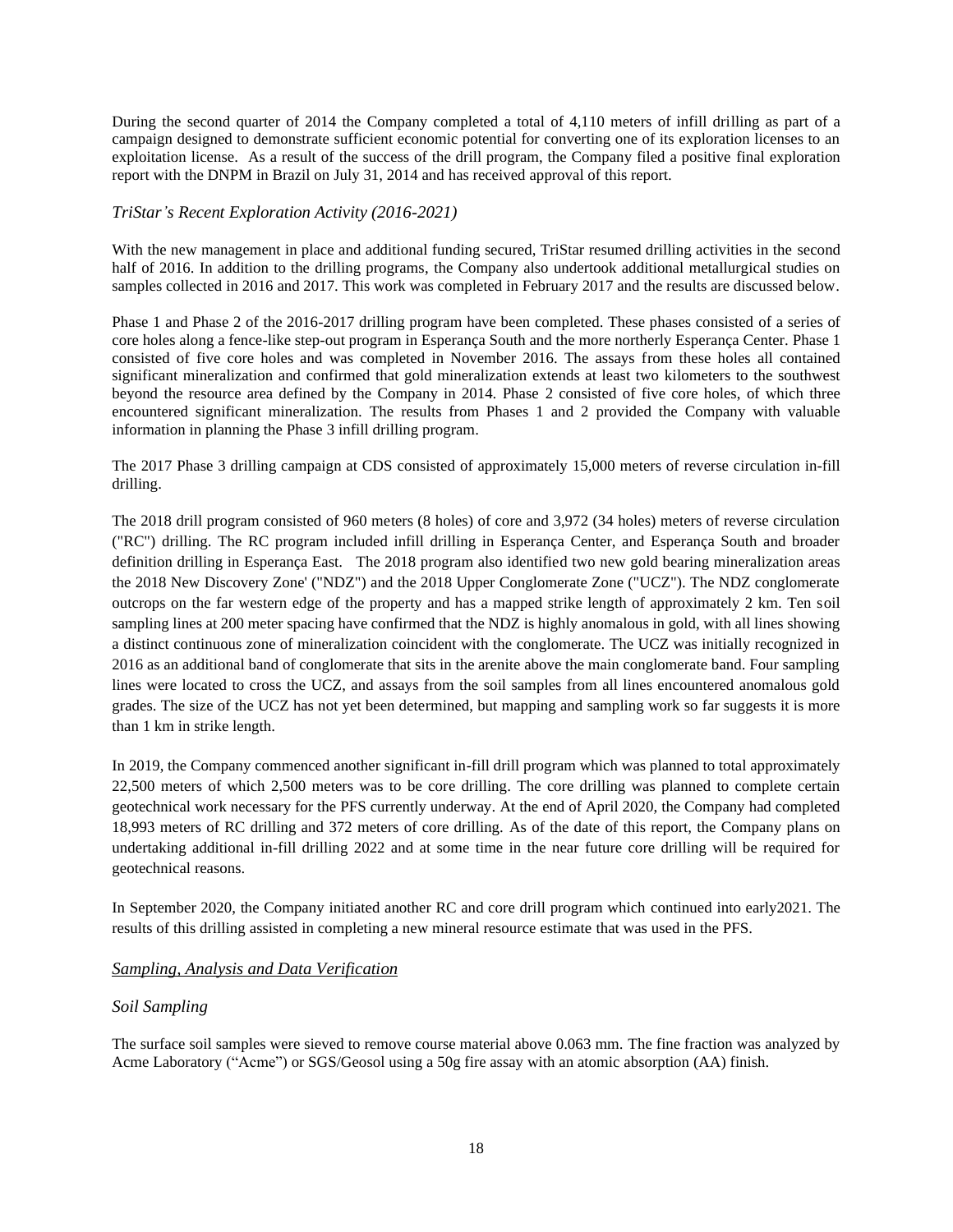During the second quarter of 2014 the Company completed a total of 4,110 meters of infill drilling as part of a campaign designed to demonstrate sufficient economic potential for converting one of its exploration licenses to an exploitation license. As a result of the success of the drill program, the Company filed a positive final exploration report with the DNPM in Brazil on July 31, 2014 and has received approval of this report.

*TriStar's Recent Exploration Activity (2016-2021)*

With the new management in place and additional funding secured, TriStar resumed drilling activities in the second half of 2016. In addition to the drilling programs, the Company also undertook additional metallurgical studies on samples collected in 2016 and 2017. This work was completed in February 2017 and the results are discussed below.

Phase 1 and Phase 2 of the 2016-2017 drilling program have been completed. These phases consisted of a series of core holes along a fence-like step-out program in Esperança South and the more northerly Esperança Center. Phase 1 consisted of five core holes and was completed in November 2016. The assays from these holes all contained significant mineralization and confirmed that gold mineralization extends at least two kilometers to the southwest beyond the resource area defined by the Company in 2014. Phase 2 consisted of five core holes, of which three encountered significant mineralization. The results from Phases 1 and 2 provided the Company with valuable information in planning the Phase 3 infill drilling program.

The 2017 Phase 3 drilling campaign at CDS consisted of approximately 15,000 meters of reverse circulation in-fill drilling.

The 2018 drill program consisted of 960 meters (8 holes) of core and 3,972 (34 holes) meters of reverse circulation ("RC") drilling. The RC program included infill drilling in Esperança Center, and Esperança South and broader definition drilling in Esperança East. The 2018 program also identified two new gold bearing mineralization areas the 2018 New Discovery Zone' ("NDZ") and the 2018 Upper Conglomerate Zone ("UCZ"). The NDZ conglomerate outcrops on the far western edge of the property and has a mapped strike length of approximately 2 km. Ten soil sampling lines at 200 meter spacing have confirmed that the NDZ is highly anomalous in gold, with all lines showing a distinct continuous zone of mineralization coincident with the conglomerate. The UCZ was initially recognized in 2016 as an additional band of conglomerate that sits in the arenite above the main conglomerate band. Four sampling lines were located to cross the UCZ, and assays from the soil samples from all lines encountered anomalous gold grades. The size of the UCZ has not yet been determined, but mapping and sampling work so far suggests it is more than 1 km in strike length.

In 2019, the Company commenced another significant in-fill drill program which was planned to total approximately 22,500 meters of which 2,500 meters was to be core drilling. The core drilling was planned to complete certain geotechnical work necessary for the PFS currently underway. At the end of April 2020, the Company had completed 18,993 meters of RC drilling and 372 meters of core drilling. As of the date of this report, the Company plans on undertaking additional in-fill drilling 2022 and at some time in the near future core drilling will be required for geotechnical reasons.

In September 2020, the Company initiated another RC and core drill program which continued into early2021. The results of this drilling assisted in completing a new mineral resource estimate that was used in the PFS.

## *Sampling, Analysis and Data Verification*

*Soil Sampling*

The surface soil samples were sieved to remove course material above 0.063 mm. The fine fraction was analyzed by Acme Laboratory ("Acme") or SGS/Geosol using a 50g fire assay with an atomic absorption (AA) finish.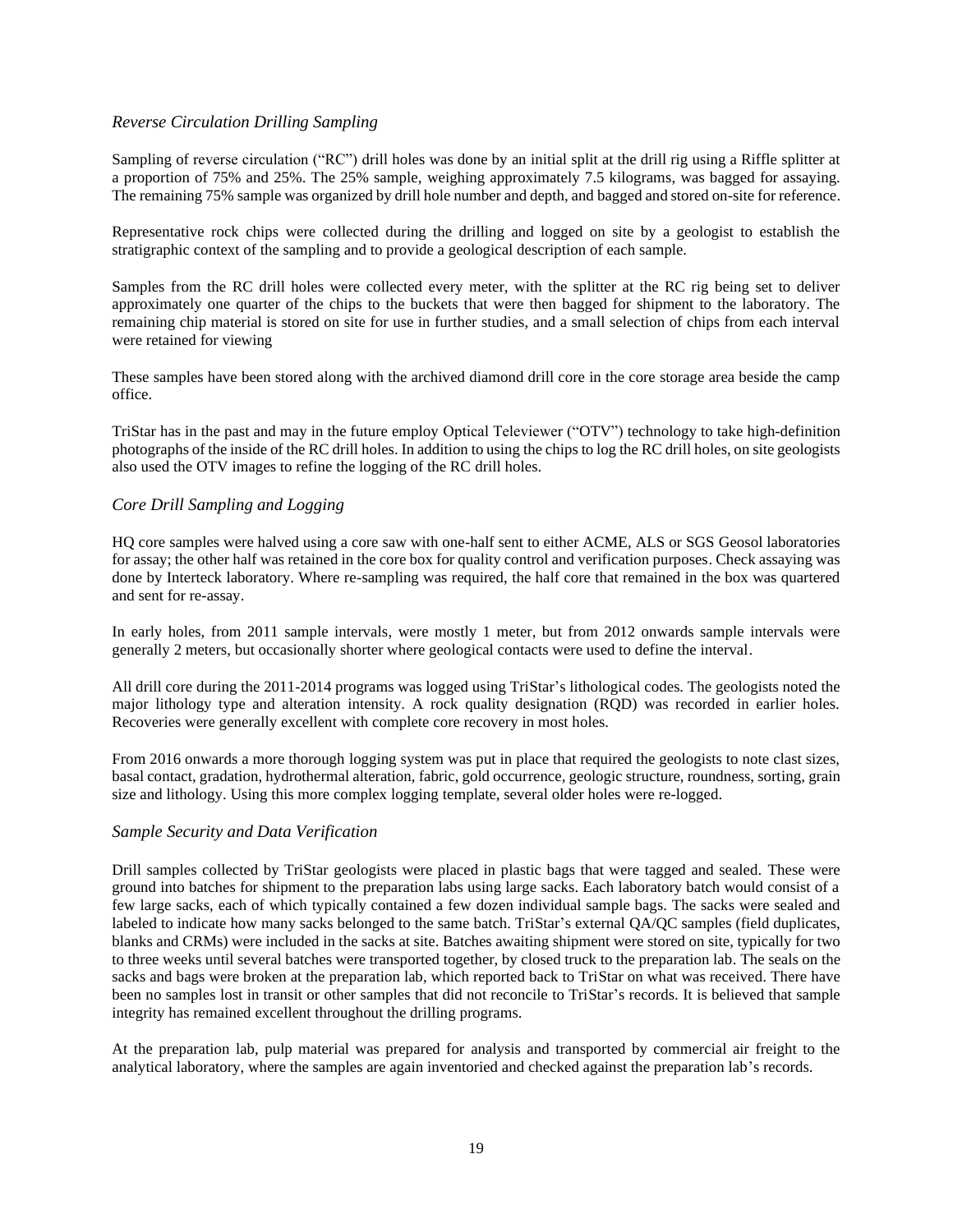*Reverse Circulation Drilling Sampling*

Sampling of reverse circulation ("RC") drill holes was done by an initial split at the drill rig using a Riffle splitter at a proportion of 75% and 25%. The 25% sample, weighing approximately 7.5 kilograms, was bagged for assaying. The remaining 75% sample was organized by drill hole number and depth, and bagged and stored on-site for reference.

Representative rock chips were collected during the drilling and logged on site by a geologist to establish the stratigraphic context of the sampling and to provide a geological description of each sample.

Samples from the RC drill holes were collected every meter, with the splitter at the RC rig being set to deliver approximately one quarter of the chips to the buckets that were then bagged for shipment to the laboratory. The remaining chip material is stored on site for use in further studies, and a small selection of chips from each interval were retained for viewing

These samples have been stored along with the archived diamond drill core in the core storage area beside the camp office.

TriStar has in the past and may in the future employ Optical Televiewer ("OTV") technology to take high-definition photographs of the inside of the RC drill holes. In addition to using the chips to log the RC drill holes, on site geologists also used the OTV images to refine the logging of the RC drill holes.

*Core Drill Sampling and Logging*

HQ core samples were halved using a core saw with one-half sent to either ACME, ALS or SGS Geosol laboratories for assay; the other half was retained in the core box for quality control and verification purposes. Check assaying was done by Interteck laboratory. Where re-sampling was required, the half core that remained in the box was quartered and sent for re-assay.

In early holes, from 2011 sample intervals, were mostly 1 meter, but from 2012 onwards sample intervals were generally 2 meters, but occasionally shorter where geological contacts were used to define the interval.

All drill core during the 2011-2014 programs was logged using TriStar's lithological codes. The geologists noted the major lithology type and alteration intensity. A rock quality designation (RQD) was recorded in earlier holes. Recoveries were generally excellent with complete core recovery in most holes.

From 2016 onwards a more thorough logging system was put in place that required the geologists to note clast sizes, basal contact, gradation, hydrothermal alteration, fabric, gold occurrence, geologic structure, roundness, sorting, grain size and lithology. Using this more complex logging template, several older holes were re-logged.

*Sample Security and Data Verification*

Drill samples collected by TriStar geologists were placed in plastic bags that were tagged and sealed. These were ground into batches for shipment to the preparation labs using large sacks. Each laboratory batch would consist of a few large sacks, each of which typically contained a few dozen individual sample bags. The sacks were sealed and labeled to indicate how many sacks belonged to the same batch. TriStar's external QA/QC samples (field duplicates, blanks and CRMs) were included in the sacks at site. Batches awaiting shipment were stored on site, typically for two to three weeks until several batches were transported together, by closed truck to the preparation lab. The seals on the sacks and bags were broken at the preparation lab, which reported back to TriStar on what was received. There have been no samples lost in transit or other samples that did not reconcile to TriStar's records. It is believed that sample integrity has remained excellent throughout the drilling programs.

At the preparation lab, pulp material was prepared for analysis and transported by commercial air freight to the analytical laboratory, where the samples are again inventoried and checked against the preparation lab's records.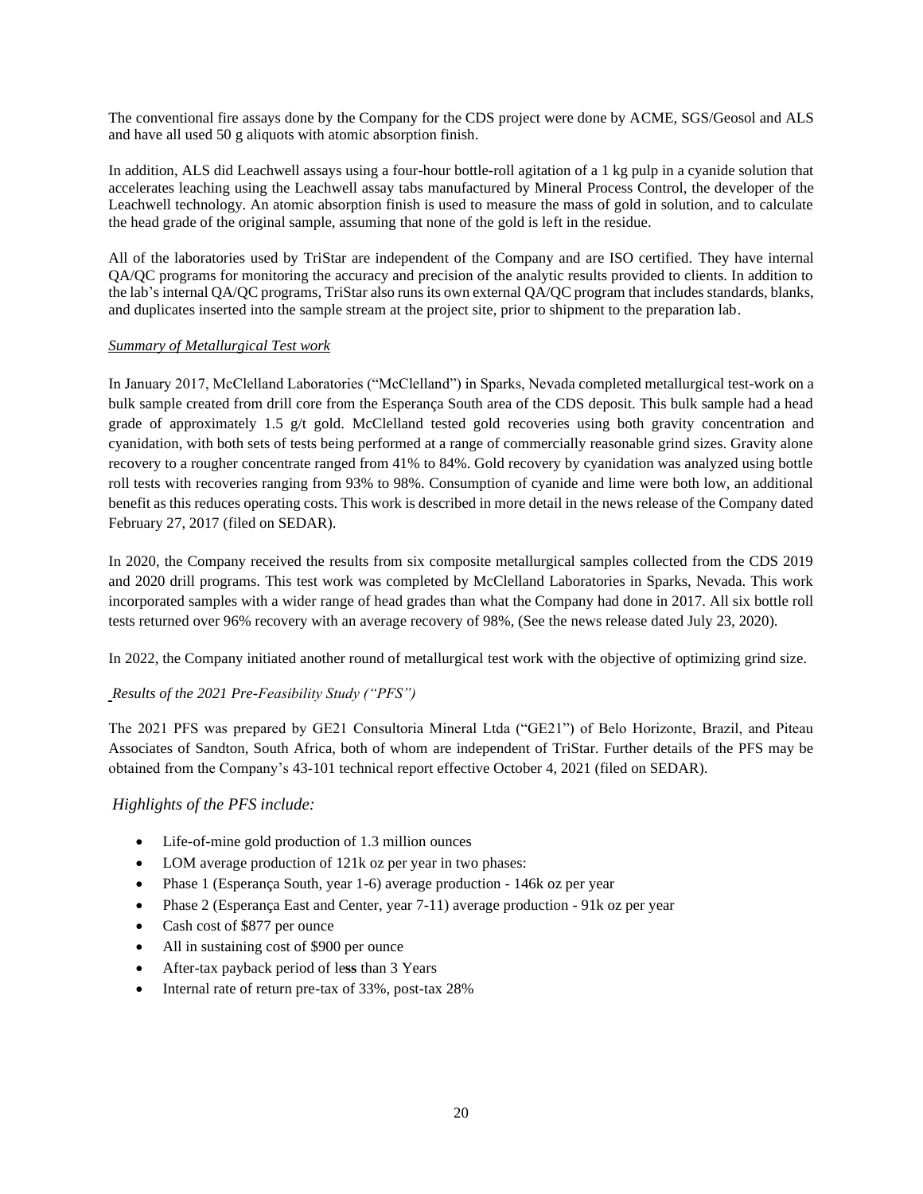The conventional fire assays done by the Company for the CDS project were done by ACME, SGS/Geosol and ALS and have all used 50 g aliquots with atomic absorption finish.

In addition, ALS did Leachwell assays using a four-hour bottle-roll agitation of a 1 kg pulp in a cyanide solution that accelerates leaching using the Leachwell assay tabs manufactured by Mineral Process Control, the developer of the Leachwell technology. An atomic absorption finish is used to measure the mass of gold in solution, and to calculate the head grade of the original sample, assuming that none of the gold is left in the residue.

All of the laboratories used by TriStar are independent of the Company and are ISO certified. They have internal QA/QC programs for monitoring the accuracy and precision of the analytic results provided to clients. In addition to the lab's internal QA/QC programs, TriStar also runs its own external QA/QC program that includes standards, blanks, and duplicates inserted into the sample stream at the project site, prior to shipment to the preparation lab.

*Summary of Metallurgical Test work*

In January 2017, McClelland Laboratories ("McClelland") in Sparks, Nevada completed metallurgical test-work on a bulk sample created from drill core from the Esperança South area of the CDS deposit. This bulk sample had a head grade of approximately 1.5 g/t gold. McClelland tested gold recoveries using both gravity concentration and cyanidation, with both sets of tests being performed at a range of commercially reasonable grind sizes. Gravity alone recovery to a rougher concentrate ranged from 41% to 84%. Gold recovery by cyanidation was analyzed using bottle roll tests with recoveries ranging from 93% to 98%. Consumption of cyanide and lime were both low, an additional benefit as this reduces operating costs. This work is described in more detail in the news release of the Company dated February 27, 2017 (filed on SEDAR).

In 2020, the Company received the results from six composite metallurgical samples collected from the CDS 2019 and 2020 drill programs. This test work was completed by McClelland Laboratories in Sparks, Nevada. This work incorporated samples with a wider range of head grades than what the Company had done in 2017. All six bottle roll tests returned over 96% recovery with an average recovery of 98%, (See the news release dated July 23, 2020).

In 2022, the Company initiated another round of metallurgical test work with the objective of optimizing grind size.

*Results of the 2021 Pre-Feasibility Study ("PFS")*

The 2021 PFS was prepared by GE21 Consultoria Mineral Ltda ("GE21") of Belo Horizonte, Brazil, and Piteau Associates of Sandton, South Africa, both of whom are independent of TriStar. Further details of the PFS may be obtained from the Company's 43-101 technical report effective October 4, 2021 (filed on SEDAR).

*Highlights of the PFS include:*

- Life-of-mine gold production of 1.3 million ounces
- LOM average production of 121k oz per year in two phases:
- Phase 1 (Esperança South, year 1-6) average production - 146k oz per year
- Phase 2 (Esperança East and Center, year 7-11) average production - 91k oz per year
- Cash cost of $877 per ounce
- All in sustaining cost of $900 per ounce
- After-tax payback period of less than 3 Years
- Internal rate of return pre-tax of 33%, post-tax 28%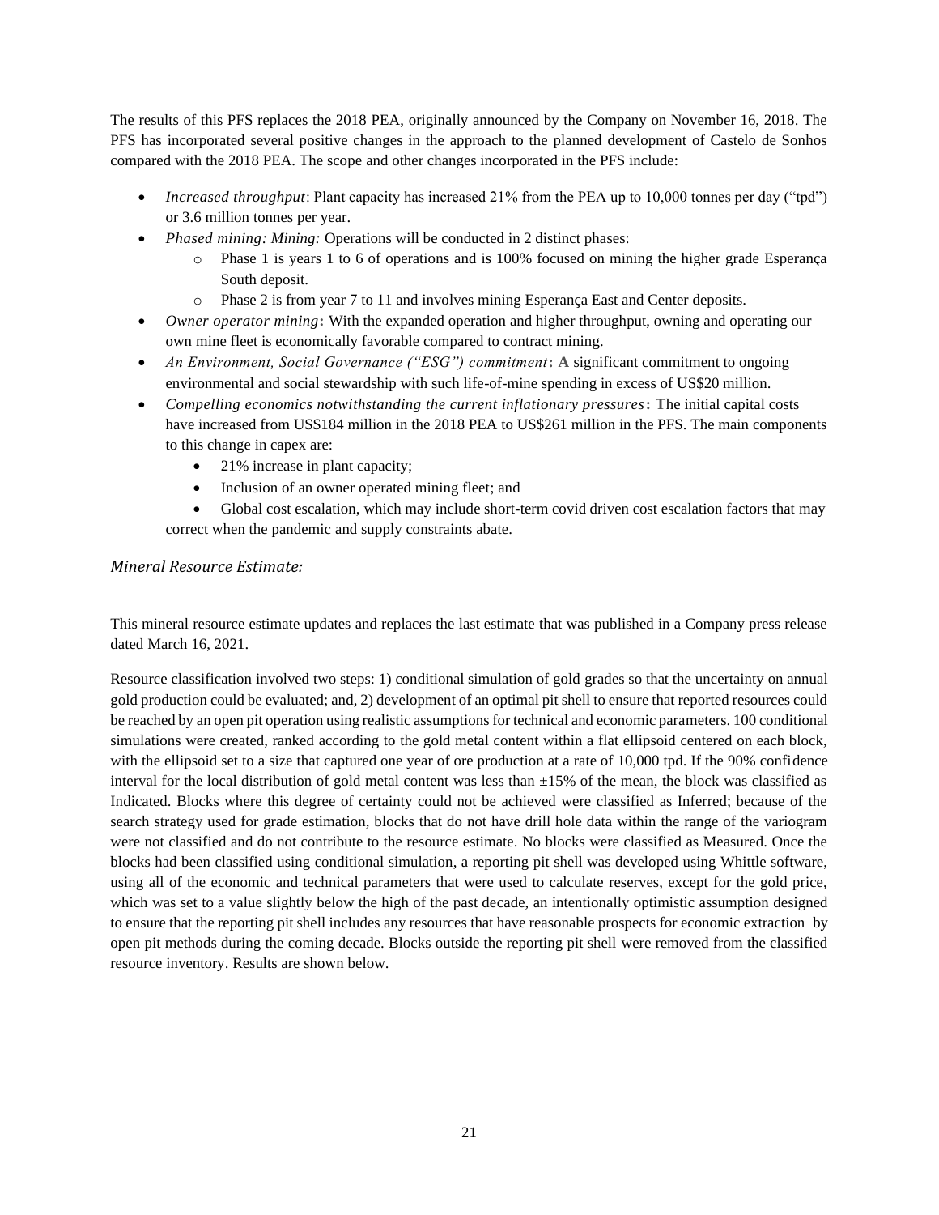The results of this PFS replaces the 2018 PEA, originally announced by the Company on November 16, 2018. The PFS has incorporated several positive changes in the approach to the planned development of Castelo de Sonhos compared with the 2018 PEA. The scope and other changes incorporated in the PFS include:

- *Increased throughput*: Plant capacity has increased 21% from the PEA up to 10,000 tonnes per day ("tpd") or 3.6 million tonnes per year.
- *Phased mining: Mining:* Operations will be conducted in 2 distinct phases:
    - Phase 1 is years 1 to 6 of operations and is 100% focused on mining the higher grade Esperança South deposit.
    - Phase 2 is from year 7 to 11 and involves mining Esperança East and Center deposits.
- *Owner operator mining*: With the expanded operation and higher throughput, owning and operating our own mine fleet is economically favorable compared to contract mining.
- *An Environment, Social Governance ("ESG") commitment*: A significant commitment to ongoing environmental and social stewardship with such life-of-mine spending in excess of US$20 million.
- *Compelling economics notwithstanding the current inflationary pressures*: The initial capital costs have increased from US$184 million in the 2018 PEA to US$261 million in the PFS. The main components to this change in capex are:
    - 21% increase in plant capacity;
    - Inclusion of an owner operated mining fleet; and
    - Global cost escalation, which may include short-term covid driven cost escalation factors that may correct when the pandemic and supply constraints abate.

### *Mineral Resource Estimate:*

This mineral resource estimate updates and replaces the last estimate that was published in a Company press release dated March 16, 2021.

Resource classification involved two steps: 1) conditional simulation of gold grades so that the uncertainty on annual gold production could be evaluated; and, 2) development of an optimal pit shell to ensure that reported resources could be reached by an open pit operation using realistic assumptions for technical and economic parameters. 100 conditional simulations were created, ranked according to the gold metal content within a flat ellipsoid centered on each block, with the ellipsoid set to a size that captured one year of ore production at a rate of 10,000 tpd. If the 90% confidence interval for the local distribution of gold metal content was less than ±15% of the mean, the block was classified as Indicated. Blocks where this degree of certainty could not be achieved were classified as Inferred; because of the search strategy used for grade estimation, blocks that do not have drill hole data within the range of the variogram were not classified and do not contribute to the resource estimate. No blocks were classified as Measured. Once the blocks had been classified using conditional simulation, a reporting pit shell was developed using Whittle software, using all of the economic and technical parameters that were used to calculate reserves, except for the gold price, which was set to a value slightly below the high of the past decade, an intentionally optimistic assumption designed to ensure that the reporting pit shell includes any resources that have reasonable prospects for economic extraction by open pit methods during the coming decade. Blocks outside the reporting pit shell were removed from the classified resource inventory. Results are shown below.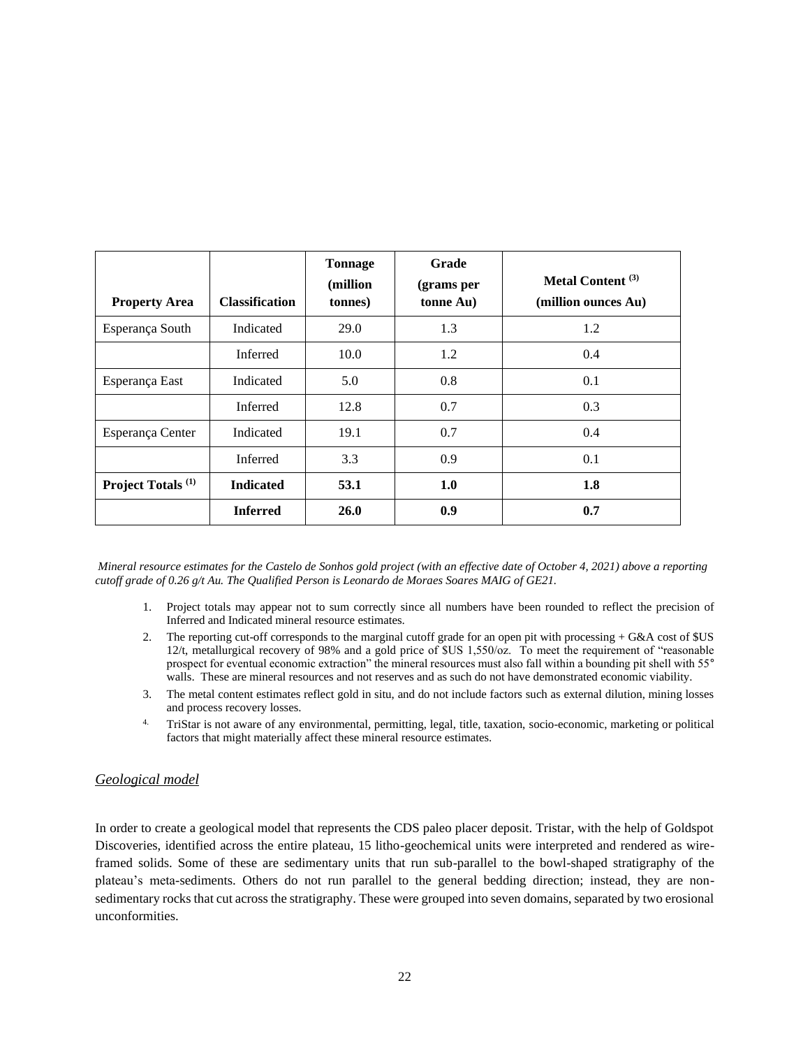| Property Area | Classification | Tonnage (million tonnes) | Grade (grams per tonne Au) | Metal Content [(3)] (million ounces Au) |
|---|---|---|---|---|
| Esperança South | Indicated | 29.0 | 1.3 | 1.2 |
| | Inferred | 10.0 | 1.2 | 0.4 |
| Esperança East | Indicated | 5.0 | 0.8 | 0.1 |
| | Inferred | 12.8 | 0.7 | 0.3 |
| Esperança Center | Indicated | 19.1 | 0.7 | 0.4 |
| | Inferred | 3.3 | 0.9 | 0.1 |
| **Project Totals [(1)]** | **Indicated** | **53.1** | **1.0** | **1.8** |
| | **Inferred** | **26.0** | **0.9** | **0.7** |

*Mineral resource estimates for the Castelo de Sonhos gold project (with an effective date of October 4, 2021) above a reporting cutoff grade of 0.26 g/t Au. The Qualified Person is Leonardo de Moraes Soares MAIG of GE21.*

1. Project totals may appear not to sum correctly since all numbers have been rounded to reflect the precision of Inferred and Indicated mineral resource estimates.
2. The reporting cut-off corresponds to the marginal cutoff grade for an open pit with processing + G&A cost of $US 12/t, metallurgical recovery of 98% and a gold price of $US 1,550/oz. To meet the requirement of "reasonable prospect for eventual economic extraction" the mineral resources must also fall within a bounding pit shell with 55° walls. These are mineral resources and not reserves and as such do not have demonstrated economic viability.
3. The metal content estimates reflect gold in situ, and do not include factors such as external dilution, mining losses and process recovery losses.
4. TriStar is not aware of any environmental, permitting, legal, title, taxation, socio-economic, marketing or political factors that might materially affect these mineral resource estimates.

*Geological model*

In order to create a geological model that represents the CDS paleo placer deposit. Tristar, with the help of Goldspot Discoveries, identified across the entire plateau, 15 litho-geochemical units were interpreted and rendered as wire-framed solids. Some of these are sedimentary units that run sub-parallel to the bowl-shaped stratigraphy of the plateau's meta-sediments. Others do not run parallel to the general bedding direction; instead, they are non-sedimentary rocks that cut across the stratigraphy. These were grouped into seven domains, separated by two erosional unconformities.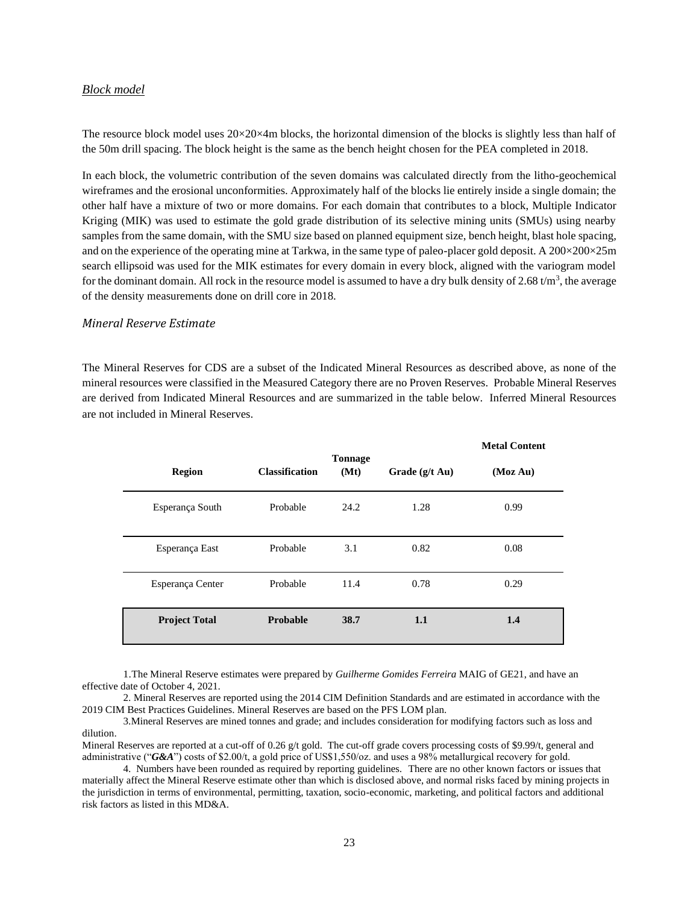### *Block model*

The resource block model uses 20×20×4m blocks, the horizontal dimension of the blocks is slightly less than half of the 50m drill spacing. The block height is the same as the bench height chosen for the PEA completed in 2018.

In each block, the volumetric contribution of the seven domains was calculated directly from the litho-geochemical wireframes and the erosional unconformities. Approximately half of the blocks lie entirely inside a single domain; the other half have a mixture of two or more domains. For each domain that contributes to a block, Multiple Indicator Kriging (MIK) was used to estimate the gold grade distribution of its selective mining units (SMUs) using nearby samples from the same domain, with the SMU size based on planned equipment size, bench height, blast hole spacing, and on the experience of the operating mine at Tarkwa, in the same type of paleo-placer gold deposit. A 200×200×25m search ellipsoid was used for the MIK estimates for every domain in every block, aligned with the variogram model for the dominant domain. All rock in the resource model is assumed to have a dry bulk density of 2.68 t/m$^3$, the average of the density measurements done on drill core in 2018.

### *Mineral Reserve Estimate*

The Mineral Reserves for CDS are a subset of the Indicated Mineral Resources as described above, as none of the mineral resources were classified in the Measured Category there are no Proven Reserves. Probable Mineral Reserves are derived from Indicated Mineral Resources and are summarized in the table below. Inferred Mineral Resources are not included in Mineral Reserves.

| Region | Classification | Tonnage (Mt) | Grade (g/t Au) | Metal Content (Moz Au) |
|---|---|---|---|---|
| Esperança South | Probable | 24.2 | 1.28 | 0.99 |
| Esperança East | Probable | 3.1 | 0.82 | 0.08 |
| Esperança Center | Probable | 11.4 | 0.78 | 0.29 |
| **Project Total** | **Probable** | **38.7** | **1.1** | **1.4** |

1.The Mineral Reserve estimates were prepared by *Guilherme Gomides Ferreira* MAIG of GE21, and have an effective date of October 4, 2021.

2. Mineral Reserves are reported using the 2014 CIM Definition Standards and are estimated in accordance with the 2019 CIM Best Practices Guidelines. Mineral Reserves are based on the PFS LOM plan.

3.Mineral Reserves are mined tonnes and grade; and includes consideration for modifying factors such as loss and dilution.

Mineral Reserves are reported at a cut-off of 0.26 g/t gold. The cut-off grade covers processing costs of $9.99/t, general and administrative ("***G&A***") costs of $2.00/t, a gold price of US$1,550/oz. and uses a 98% metallurgical recovery for gold.

4. Numbers have been rounded as required by reporting guidelines. There are no other known factors or issues that materially affect the Mineral Reserve estimate other than which is disclosed above, and normal risks faced by mining projects in the jurisdiction in terms of environmental, permitting, taxation, socio-economic, marketing, and political factors and additional risk factors as listed in this MD&A.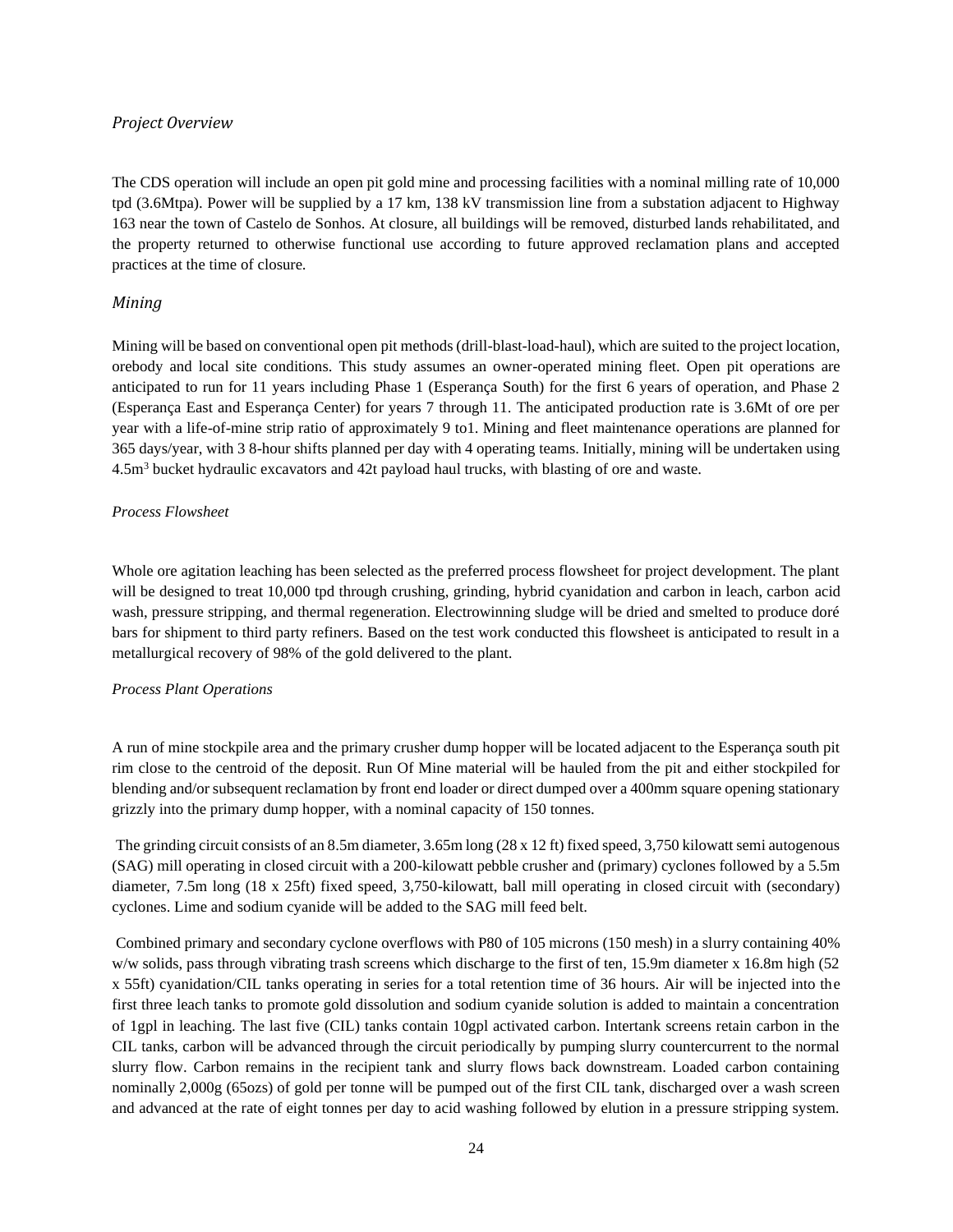### *Project Overview*

The CDS operation will include an open pit gold mine and processing facilities with a nominal milling rate of 10,000 tpd (3.6Mtpa). Power will be supplied by a 17 km, 138 kV transmission line from a substation adjacent to Highway 163 near the town of Castelo de Sonhos. At closure, all buildings will be removed, disturbed lands rehabilitated, and the property returned to otherwise functional use according to future approved reclamation plans and accepted practices at the time of closure.

### *Mining*

Mining will be based on conventional open pit methods (drill-blast-load-haul), which are suited to the project location, orebody and local site conditions. This study assumes an owner-operated mining fleet. Open pit operations are anticipated to run for 11 years including Phase 1 (Esperança South) for the first 6 years of operation, and Phase 2 (Esperança East and Esperança Center) for years 7 through 11. The anticipated production rate is 3.6Mt of ore per year with a life-of-mine strip ratio of approximately 9 to1. Mining and fleet maintenance operations are planned for 365 days/year, with 3 8-hour shifts planned per day with 4 operating teams. Initially, mining will be undertaken using $4.5m^3$ bucket hydraulic excavators and 42t payload haul trucks, with blasting of ore and waste.

### *Process Flowsheet*

Whole ore agitation leaching has been selected as the preferred process flowsheet for project development. The plant will be designed to treat 10,000 tpd through crushing, grinding, hybrid cyanidation and carbon in leach, carbon acid wash, pressure stripping, and thermal regeneration. Electrowinning sludge will be dried and smelted to produce doré bars for shipment to third party refiners. Based on the test work conducted this flowsheet is anticipated to result in a metallurgical recovery of 98% of the gold delivered to the plant.

### *Process Plant Operations*

A run of mine stockpile area and the primary crusher dump hopper will be located adjacent to the Esperança south pit rim close to the centroid of the deposit. Run Of Mine material will be hauled from the pit and either stockpiled for blending and/or subsequent reclamation by front end loader or direct dumped over a 400mm square opening stationary grizzly into the primary dump hopper, with a nominal capacity of 150 tonnes.

The grinding circuit consists of an 8.5m diameter, 3.65m long (28 x 12 ft) fixed speed, 3,750 kilowatt semi autogenous (SAG) mill operating in closed circuit with a 200-kilowatt pebble crusher and (primary) cyclones followed by a 5.5m diameter, 7.5m long (18 x 25ft) fixed speed, 3,750-kilowatt, ball mill operating in closed circuit with (secondary) cyclones. Lime and sodium cyanide will be added to the SAG mill feed belt.

Combined primary and secondary cyclone overflows with P80 of 105 microns (150 mesh) in a slurry containing 40% w/w solids, pass through vibrating trash screens which discharge to the first of ten, 15.9m diameter x 16.8m high (52 x 55ft) cyanidation/CIL tanks operating in series for a total retention time of 36 hours. Air will be injected into the first three leach tanks to promote gold dissolution and sodium cyanide solution is added to maintain a concentration of 1gpl in leaching. The last five (CIL) tanks contain 10gpl activated carbon. Intertank screens retain carbon in the CIL tanks, carbon will be advanced through the circuit periodically by pumping slurry countercurrent to the normal slurry flow. Carbon remains in the recipient tank and slurry flows back downstream. Loaded carbon containing nominally 2,000g (65ozs) of gold per tonne will be pumped out of the first CIL tank, discharged over a wash screen and advanced at the rate of eight tonnes per day to acid washing followed by elution in a pressure stripping system.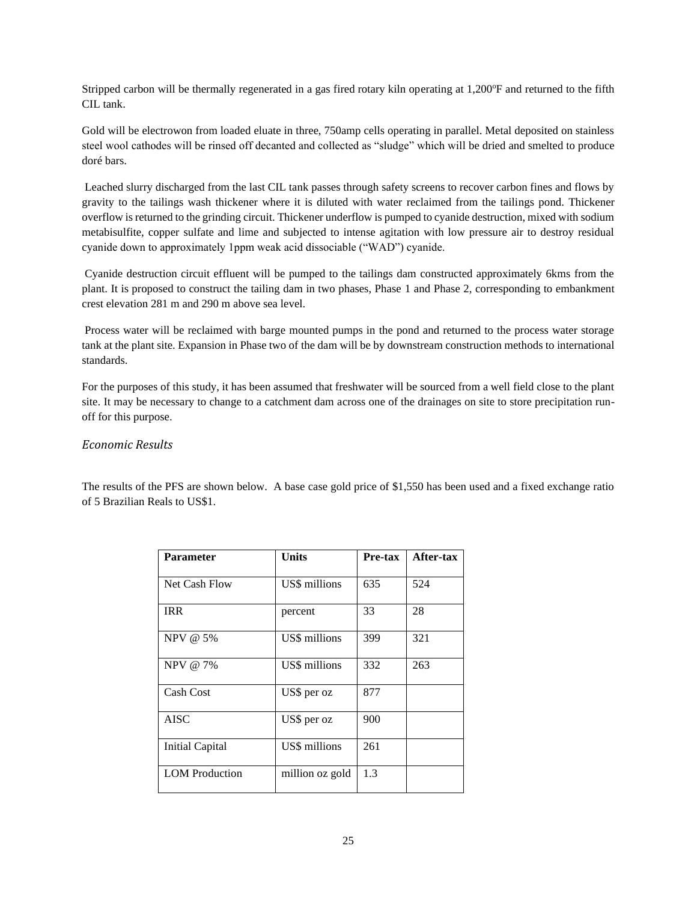Stripped carbon will be thermally regenerated in a gas fired rotary kiln operating at 1,200$^{o}$F and returned to the fifth CIL tank.

Gold will be electrowon from loaded eluate in three, 750amp cells operating in parallel. Metal deposited on stainless steel wool cathodes will be rinsed off decanted and collected as "sludge" which will be dried and smelted to produce doré bars.

Leached slurry discharged from the last CIL tank passes through safety screens to recover carbon fines and flows by gravity to the tailings wash thickener where it is diluted with water reclaimed from the tailings pond. Thickener overflow is returned to the grinding circuit. Thickener underflow is pumped to cyanide destruction, mixed with sodium metabisulfite, copper sulfate and lime and subjected to intense agitation with low pressure air to destroy residual cyanide down to approximately 1ppm weak acid dissociable ("WAD") cyanide.

Cyanide destruction circuit effluent will be pumped to the tailings dam constructed approximately 6kms from the plant. It is proposed to construct the tailing dam in two phases, Phase 1 and Phase 2, corresponding to embankment crest elevation 281 m and 290 m above sea level.

Process water will be reclaimed with barge mounted pumps in the pond and returned to the process water storage tank at the plant site. Expansion in Phase two of the dam will be by downstream construction methods to international standards.

For the purposes of this study, it has been assumed that freshwater will be sourced from a well field close to the plant site. It may be necessary to change to a catchment dam across one of the drainages on site to store precipitation run-off for this purpose.

### *Economic Results*

The results of the PFS are shown below. A base case gold price of $1,550 has been used and a fixed exchange ratio of 5 Brazilian Reals to US$1.

| Parameter | Units | Pre-tax | After-tax |
|---|---|---|---|
| Net Cash Flow | US$ millions | 635 | 524 |
| IRR | percent | 33 | 28 |
| NPV @ 5% | US$ millions | 399 | 321 |
| NPV @ 7% | US$ millions | 332 | 263 |
| Cash Cost | US$ per oz | 877 | |
| AISC | US$ per oz | 900 | |
| Initial Capital | US$ millions | 261 | |
| LOM Production | million oz gold | 1.3 | |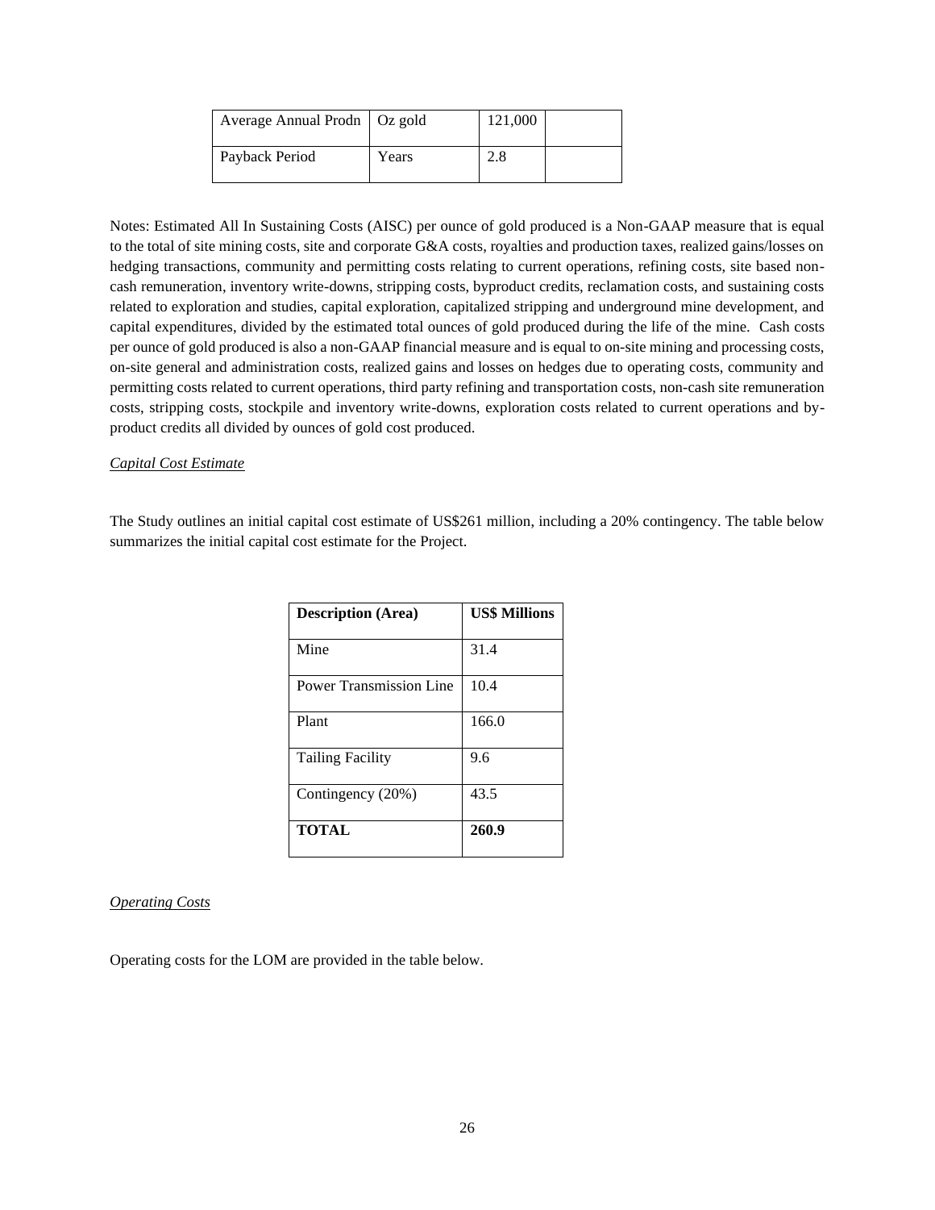| Average Annual Prodn | Oz gold | 121,000 | |
|---|---|---|---|
| Payback Period | Years | 2.8 | |

Notes: Estimated All In Sustaining Costs (AISC) per ounce of gold produced is a Non-GAAP measure that is equal to the total of site mining costs, site and corporate G&A costs, royalties and production taxes, realized gains/losses on hedging transactions, community and permitting costs relating to current operations, refining costs, site based non-cash remuneration, inventory write-downs, stripping costs, byproduct credits, reclamation costs, and sustaining costs related to exploration and studies, capital exploration, capitalized stripping and underground mine development, and capital expenditures, divided by the estimated total ounces of gold produced during the life of the mine. Cash costs per ounce of gold produced is also a non-GAAP financial measure and is equal to on-site mining and processing costs, on-site general and administration costs, realized gains and losses on hedges due to operating costs, community and permitting costs related to current operations, third party refining and transportation costs, non-cash site remuneration costs, stripping costs, stockpile and inventory write-downs, exploration costs related to current operations and by-product credits all divided by ounces of gold cost produced.

*Capital Cost Estimate*

The Study outlines an initial capital cost estimate of US$261 million, including a 20% contingency. The table below summarizes the initial capital cost estimate for the Project.

| Description (Area) | US$ Millions |
|---|---|
| Mine | 31.4 |
| Power Transmission Line | 10.4 |
| Plant | 166.0 |
| Tailing Facility | 9.6 |
| Contingency (20%) | 43.5 |
| **TOTAL** | **260.9** |

*Operating Costs*

Operating costs for the LOM are provided in the table below.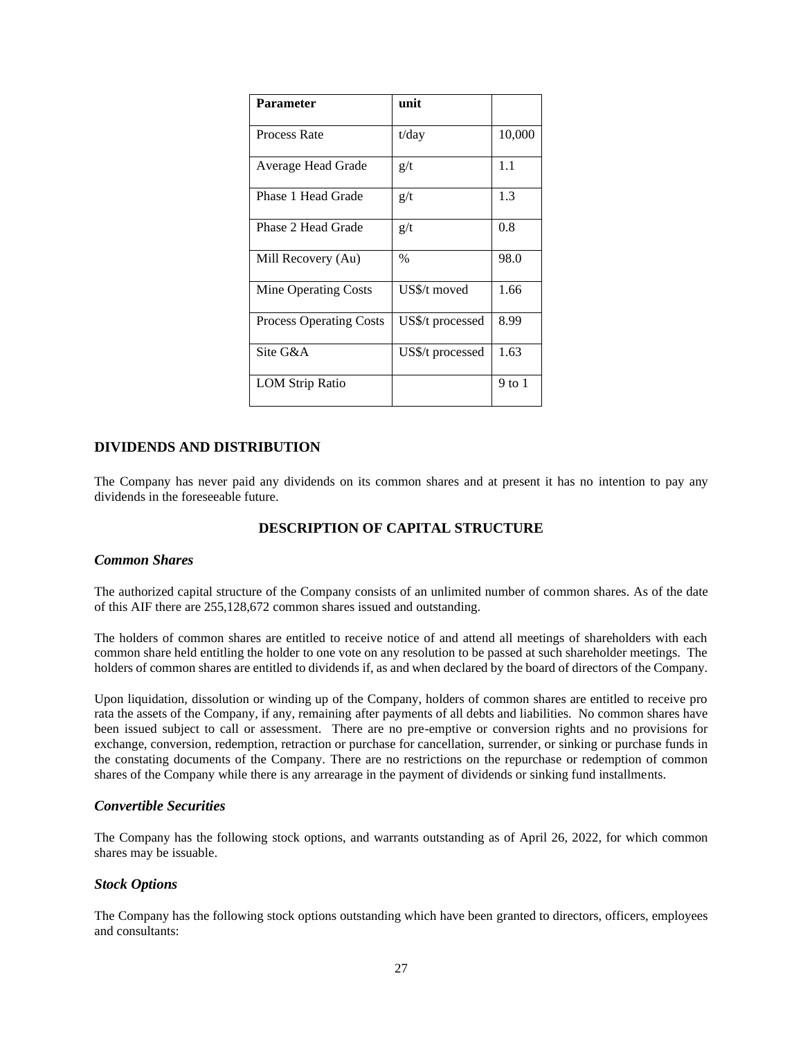| Parameter | unit | |
| --- | --- | --- |
| Process Rate | t/day | 10,000 |
| Average Head Grade | g/t | 1.1 |
| Phase 1 Head Grade | g/t | 1.3 |
| Phase 2 Head Grade | g/t | 0.8 |
| Mill Recovery (Au) | % | 98.0 |
| Mine Operating Costs | US$/t moved | 1.66 |
| Process Operating Costs | US$/t processed | 8.99 |
| Site G&A | US$/t processed | 1.63 |
| LOM Strip Ratio | | 9 to 1 |

## DIVIDENDS AND DISTRIBUTION

The Company has never paid any dividends on its common shares and at present it has no intention to pay any dividends in the foreseeable future.

## DESCRIPTION OF CAPITAL STRUCTURE

### *Common Shares*

The authorized capital structure of the Company consists of an unlimited number of common shares. As of the date of this AIF there are 255,128,672 common shares issued and outstanding.

The holders of common shares are entitled to receive notice of and attend all meetings of shareholders with each common share held entitling the holder to one vote on any resolution to be passed at such shareholder meetings. The holders of common shares are entitled to dividends if, as and when declared by the board of directors of the Company.

Upon liquidation, dissolution or winding up of the Company, holders of common shares are entitled to receive pro rata the assets of the Company, if any, remaining after payments of all debts and liabilities. No common shares have been issued subject to call or assessment. There are no pre-emptive or conversion rights and no provisions for exchange, conversion, redemption, retraction or purchase for cancellation, surrender, or sinking or purchase funds in the constating documents of the Company. There are no restrictions on the repurchase or redemption of common shares of the Company while there is any arrearage in the payment of dividends or sinking fund installments.

### *Convertible Securities*

The Company has the following stock options, and warrants outstanding as of April 26, 2022, for which common shares may be issuable.

### *Stock Options*

The Company has the following stock options outstanding which have been granted to directors, officers, employees and consultants: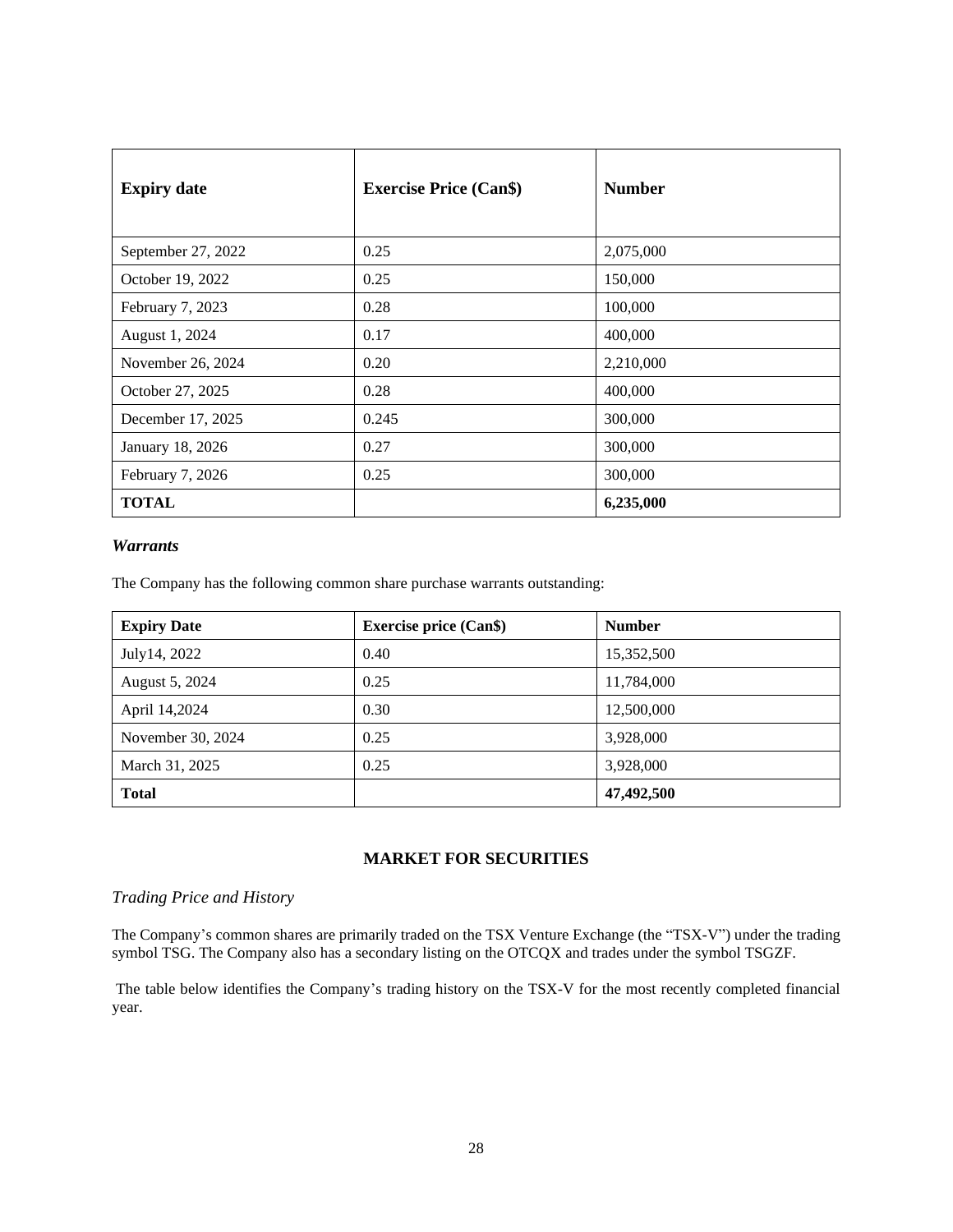| **Expiry date** | **Exercise Price (Can$)** | **Number** |
|---|---|---|
| September 27, 2022 | 0.25 | 2,075,000 |
| October 19, 2022 | 0.25 | 150,000 |
| February 7, 2023 | 0.28 | 100,000 |
| August 1, 2024 | 0.17 | 400,000 |
| November 26, 2024 | 0.20 | 2,210,000 |
| October 27, 2025 | 0.28 | 400,000 |
| December 17, 2025 | 0.245 | 300,000 |
| January 18, 2026 | 0.27 | 300,000 |
| February 7, 2026 | 0.25 | 300,000 |
| **TOTAL** | | **6,235,000** |

***Warrants***

The Company has the following common share purchase warrants outstanding:

| **Expiry Date** | **Exercise price (Can$)** | **Number** |
|---|---|---|
| July14, 2022 | 0.40 | 15,352,500 |
| August 5, 2024 | 0.25 | 11,784,000 |
| April 14,2024 | 0.30 | 12,500,000 |
| November 30, 2024 | 0.25 | 3,928,000 |
| March 31, 2025 | 0.25 | 3,928,000 |
| **Total** | | **47,492,500** |

## MARKET FOR SECURITIES

*Trading Price and History*

The Company's common shares are primarily traded on the TSX Venture Exchange (the "TSX-V") under the trading symbol TSG. The Company also has a secondary listing on the OTCQX and trades under the symbol TSGZF.

The table below identifies the Company's trading history on the TSX-V for the most recently completed financial year.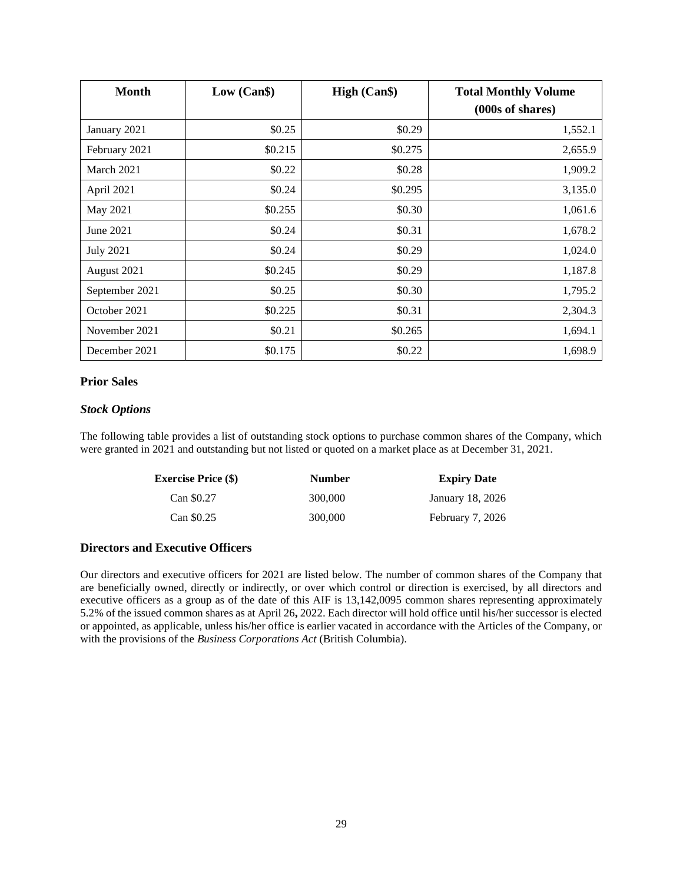| Month | Low (Can$) | High (Can$) | Total Monthly Volume (000s of shares) |
|---|---|---|---|
| January 2021 | $0.25 | $0.29 | 1,552.1 |
| February 2021 | $0.215 | $0.275 | 2,655.9 |
| March 2021 | $0.22 | $0.28 | 1,909.2 |
| April 2021 | $0.24 | $0.295 | 3,135.0 |
| May 2021 | $0.255 | $0.30 | 1,061.6 |
| June 2021 | $0.24 | $0.31 | 1,678.2 |
| July 2021 | $0.24 | $0.29 | 1,024.0 |
| August 2021 | $0.245 | $0.29 | 1,187.8 |
| September 2021 | $0.25 | $0.30 | 1,795.2 |
| October 2021 | $0.225 | $0.31 | 2,304.3 |
| November 2021 | $0.21 | $0.265 | 1,694.1 |
| December 2021 | $0.175 | $0.22 | 1,698.9 |

## Prior Sales

### *Stock Options*

The following table provides a list of outstanding stock options to purchase common shares of the Company, which were granted in 2021 and outstanding but not listed or quoted on a market place as at December 31, 2021.

| Exercise Price ($) | Number | Expiry Date |
|---|---|---|
| Can $0.27 | 300,000 | January 18, 2026 |
| Can $0.25 | 300,000 | February 7, 2026 |

## Directors and Executive Officers

Our directors and executive officers for 2021 are listed below. The number of common shares of the Company that are beneficially owned, directly or indirectly, or over which control or direction is exercised, by all directors and executive officers as a group as of the date of this AIF is 13,142,0095 common shares representing approximately 5.2% of the issued common shares as at April 26**,** 2022. Each director will hold office until his/her successor is elected or appointed, as applicable, unless his/her office is earlier vacated in accordance with the Articles of the Company, or with the provisions of the *Business Corporations Act* (British Columbia).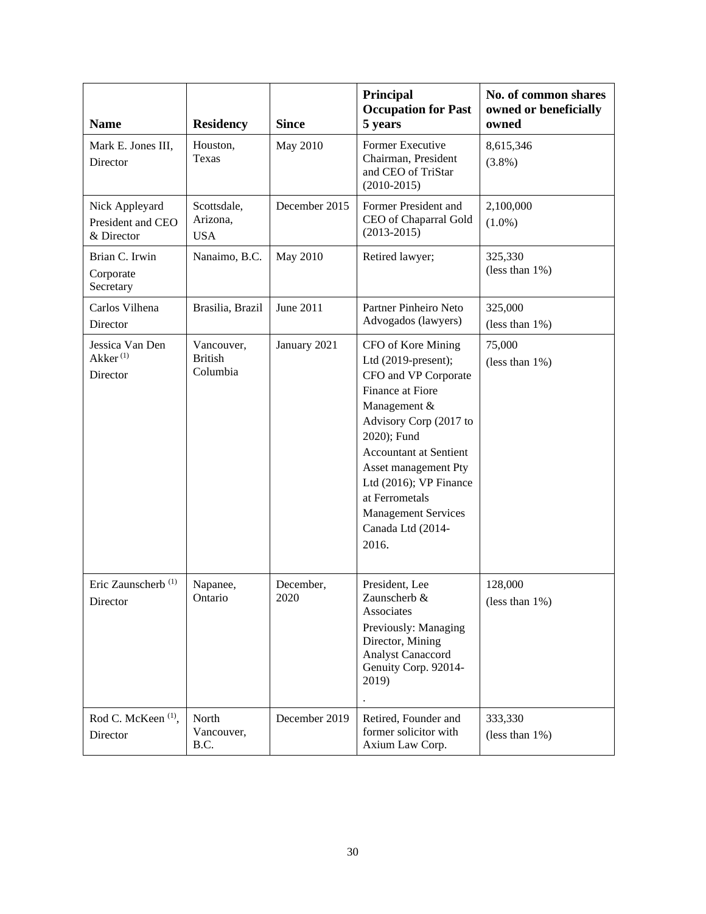| Name | Residency | Since | Principal Occupation for Past 5 years | No. of common shares owned or beneficially owned |
|---|---|---|---|---|
| Mark E. Jones III, Director | Houston, Texas | May 2010 | Former Executive Chairman, President and CEO of TriStar (2010-2015) | 8,615,346 (3.8%) |
| Nick Appleyard President and CEO & Director | Scottsdale, Arizona, USA | December 2015 | Former President and CEO of Chaparral Gold (2013-2015) | 2,100,000 (1.0%) |
| Brian C. Irwin Corporate Secretary | Nanaimo, B.C. | May 2010 | Retired lawyer; | 325,330 (less than 1%) |
| Carlos Vilhena Director | Brasilia, Brazil | June 2011 | Partner Pinheiro Neto Advogados (lawyers) | 325,000 (less than 1%) |
| Jessica Van Den Akker [(1)] Director | Vancouver, British Columbia | January 2021 | CFO of Kore Mining Ltd (2019-present); CFO and VP Corporate Finance at Fiore Management & Advisory Corp (2017 to 2020); Fund Accountant at Sentient Asset management Pty Ltd (2016); VP Finance at Ferrometals Management Services Canada Ltd (2014-2016. | 75,000 (less than 1%) |
| Eric Zaunscherb [(1)] Director | Napanee, Ontario | December, 2020 | President, Lee Zaunscherb & Associates Previously: Managing Director, Mining Analyst Canaccord Genuity Corp. 92014-2019) . | 128,000 (less than 1%) |
| Rod C. McKeen [(1)], Director | North Vancouver, B.C. | December 2019 | Retired, Founder and former solicitor with Axium Law Corp. | 333,330 (less than 1%) |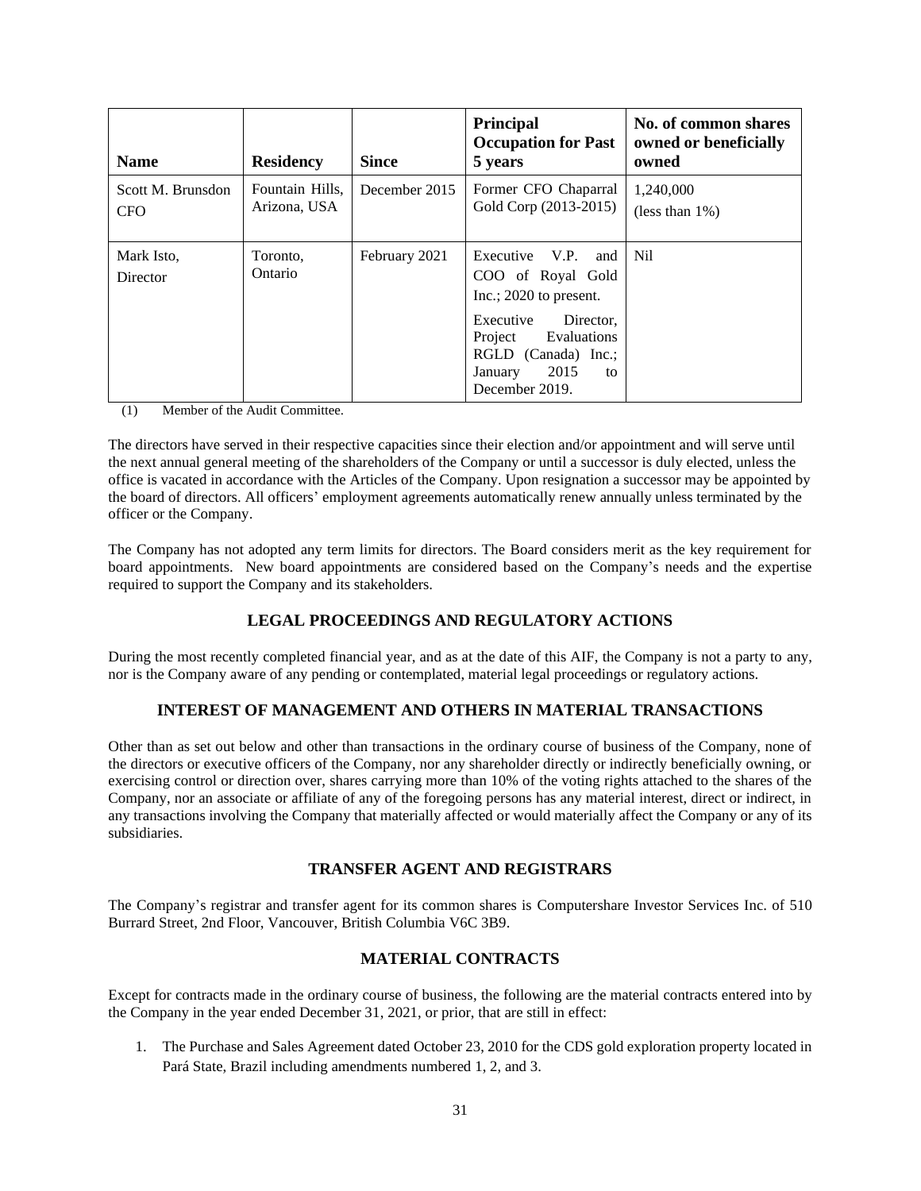| Name | Residency | Since | Principal Occupation for Past 5 years | No. of common shares owned or beneficially owned |
| --- | --- | --- | --- | --- |
| Scott M. Brunsdon CFO | Fountain Hills, Arizona, USA | December 2015 | Former CFO Chaparral Gold Corp (2013-2015) | 1,240,000 (less than 1%) |
| Mark Isto, Director | Toronto, Ontario | February 2021 | Executive V.P. and COO of Royal Gold Inc.; 2020 to present. Executive Director, Project Evaluations RGLD (Canada) Inc.; January 2015 to December 2019. | Nil |

(1) Member of the Audit Committee.

The directors have served in their respective capacities since their election and/or appointment and will serve until the next annual general meeting of the shareholders of the Company or until a successor is duly elected, unless the office is vacated in accordance with the Articles of the Company. Upon resignation a successor may be appointed by the board of directors. All officers' employment agreements automatically renew annually unless terminated by the officer or the Company.

The Company has not adopted any term limits for directors. The Board considers merit as the key requirement for board appointments. New board appointments are considered based on the Company's needs and the expertise required to support the Company and its stakeholders.

## LEGAL PROCEEDINGS AND REGULATORY ACTIONS

During the most recently completed financial year, and as at the date of this AIF, the Company is not a party to any, nor is the Company aware of any pending or contemplated, material legal proceedings or regulatory actions.

## INTEREST OF MANAGEMENT AND OTHERS IN MATERIAL TRANSACTIONS

Other than as set out below and other than transactions in the ordinary course of business of the Company, none of the directors or executive officers of the Company, nor any shareholder directly or indirectly beneficially owning, or exercising control or direction over, shares carrying more than 10% of the voting rights attached to the shares of the Company, nor an associate or affiliate of any of the foregoing persons has any material interest, direct or indirect, in any transactions involving the Company that materially affected or would materially affect the Company or any of its subsidiaries.

## TRANSFER AGENT AND REGISTRARS

The Company's registrar and transfer agent for its common shares is Computershare Investor Services Inc. of 510 Burrard Street, 2nd Floor, Vancouver, British Columbia V6C 3B9.

## MATERIAL CONTRACTS

Except for contracts made in the ordinary course of business, the following are the material contracts entered into by the Company in the year ended December 31, 2021, or prior, that are still in effect:

1. The Purchase and Sales Agreement dated October 23, 2010 for the CDS gold exploration property located in Pará State, Brazil including amendments numbered 1, 2, and 3.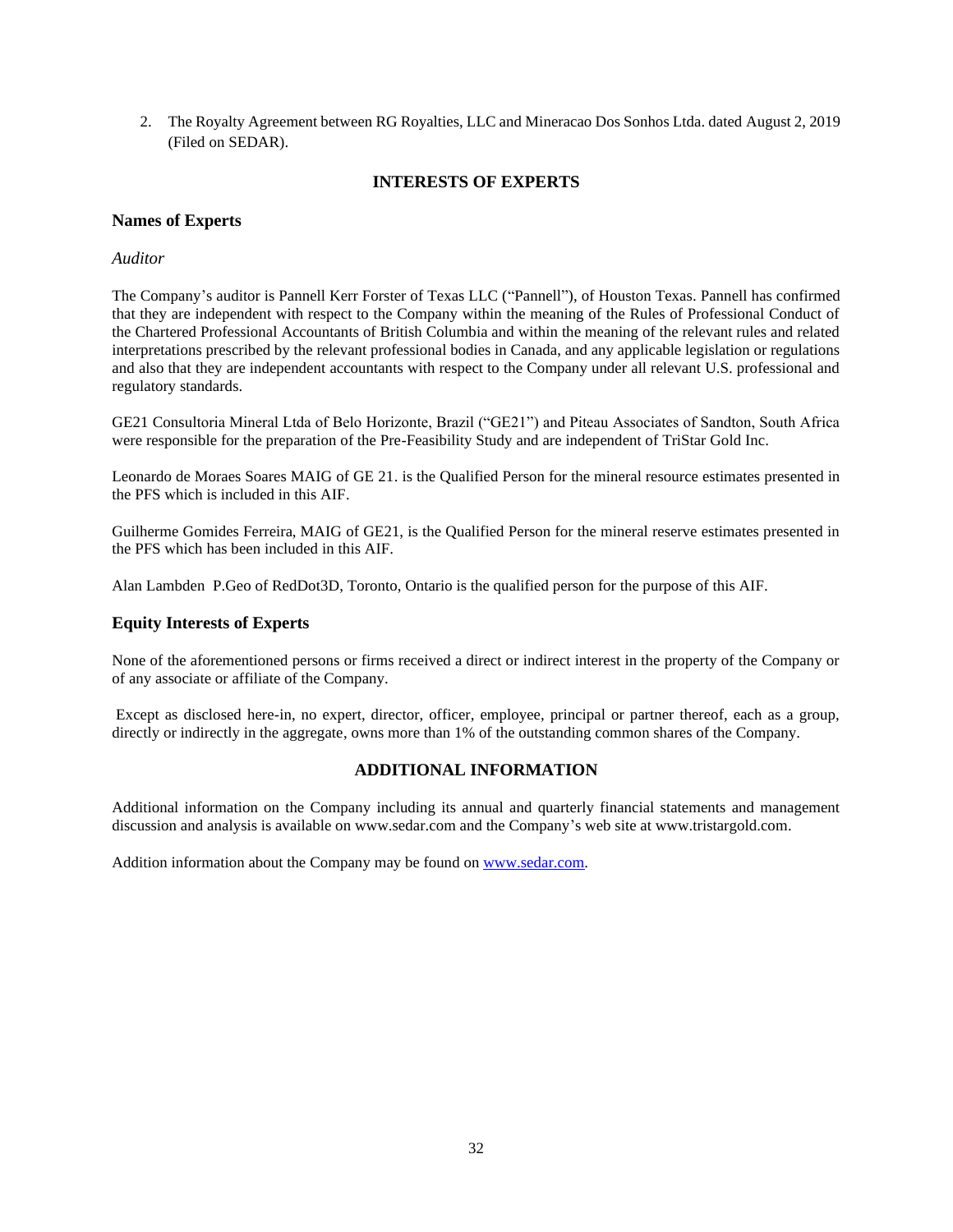2. The Royalty Agreement between RG Royalties, LLC and Mineracao Dos Sonhos Ltda. dated August 2, 2019 (Filed on SEDAR).

## INTERESTS OF EXPERTS

### Names of Experts

*Auditor*

The Company's auditor is Pannell Kerr Forster of Texas LLC ("Pannell"), of Houston Texas. Pannell has confirmed that they are independent with respect to the Company within the meaning of the Rules of Professional Conduct of the Chartered Professional Accountants of British Columbia and within the meaning of the relevant rules and related interpretations prescribed by the relevant professional bodies in Canada, and any applicable legislation or regulations and also that they are independent accountants with respect to the Company under all relevant U.S. professional and regulatory standards.

GE21 Consultoria Mineral Ltda of Belo Horizonte, Brazil ("GE21") and Piteau Associates of Sandton, South Africa were responsible for the preparation of the Pre-Feasibility Study and are independent of TriStar Gold Inc.

Leonardo de Moraes Soares MAIG of GE 21. is the Qualified Person for the mineral resource estimates presented in the PFS which is included in this AIF.

Guilherme Gomides Ferreira, MAIG of GE21, is the Qualified Person for the mineral reserve estimates presented in the PFS which has been included in this AIF.

Alan Lambden P.Geo of RedDot3D, Toronto, Ontario is the qualified person for the purpose of this AIF.

### Equity Interests of Experts

None of the aforementioned persons or firms received a direct or indirect interest in the property of the Company or of any associate or affiliate of the Company.

Except as disclosed here-in, no expert, director, officer, employee, principal or partner thereof, each as a group, directly or indirectly in the aggregate, owns more than 1% of the outstanding common shares of the Company.

## ADDITIONAL INFORMATION

Additional information on the Company including its annual and quarterly financial statements and management discussion and analysis is available on www.sedar.com and the Company's web site at www.tristargold.com.

Addition information about the Company may be found on [www.sedar.com](http://www.sedar.com).